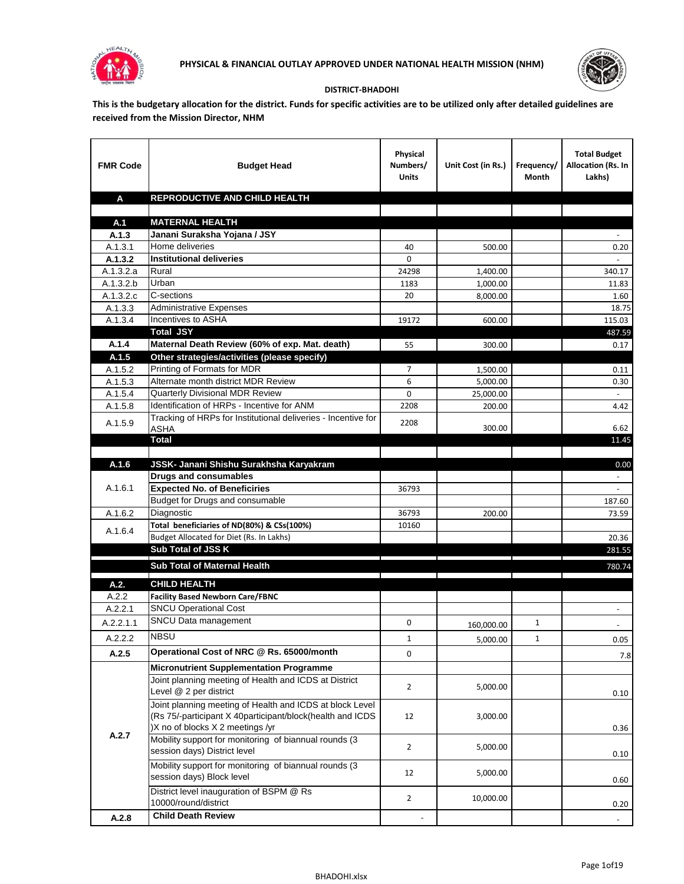# PHYSICAL & FINANCIAL OUTLAY APPROVED UNDER NATIONAL HEALTH MISSION (NHM)

**DISTRICT-BHADOHI**

**This is the budgetary allocation for the district. Funds for specific activities are to be utilized only after detailed guidelines are received from the Mission Director, NHM**

| FMR Code | Budget Head | Physical Numbers/ Units | Unit Cost (in Rs.) | Frequency/ Month | Total Budget Allocation (Rs. In Lakhs) |
|---|---|---|---|---|---|
| **A** | **REPRODUCTIVE AND CHILD HEALTH** | | | | |
| | | | | | |
| **A.1** | **MATERNAL HEALTH** | | | | |
| **A.1.3** | **Janani Suraksha Yojana / JSY** | | | | - |
| A.1.3.1 | Home deliveries | 40 | 500.00 | | 0.20 |
| **A.1.3.2** | **Institutional deliveries** | 0 | | | - |
| A.1.3.2.a | Rural | 24298 | 1,400.00 | | 340.17 |
| A.1.3.2.b | Urban | 1183 | 1,000.00 | | 11.83 |
| A.1.3.2.c | C-sections | 20 | 8,000.00 | | 1.60 |
| A.1.3.3 | Administrative Expenses | | | | 18.75 |
| A.1.3.4 | Incentives to ASHA | 19172 | 600.00 | | 115.03 |
| | **Total JSY** | | | | 487.59 |
| **A.1.4** | **Maternal Death Review (60% of exp. Mat. death)** | 55 | 300.00 | | 0.17 |
| **A.1.5** | **Other strategies/activities (please specify)** | | | | |
| A.1.5.2 | Printing of Formats for MDR | 7 | 1,500.00 | | 0.11 |
| A.1.5.3 | Alternate month district MDR Review | 6 | 5,000.00 | | 0.30 |
| A.1.5.4 | Quarterly Divisional MDR Review | 0 | 25,000.00 | | - |
| A.1.5.8 | Identification of HRPs - Incentive for ANM | 2208 | 200.00 | | 4.42 |
| A.1.5.9 | Tracking of HRPs for Institutional deliveries - Incentive for ASHA | 2208 | 300.00 | | 6.62 |
| | **Total** | | | | 11.45 |
| | | | | | |
| **A.1.6** | **JSSK- Janani Shishu Surakhsha Karyakram** | | | | 0.00 |
| A.1.6.1 | **Drugs and consumables** | | | | - |
| | **Expected No. of Beneficiries** | 36793 | | | - |
| | Budget for Drugs and consumable | | | | 187.60 |
| A.1.6.2 | Diagnostic | 36793 | 200.00 | | 73.59 |
| A.1.6.4 | **Total beneficiaries of ND(80%) & CSs(100%)** | 10160 | | | |
| | Budget Allocated for Diet (Rs. In Lakhs) | | | | 20.36 |
| | **Sub Total of JSS K** | | | | 281.55 |
| | **Sub Total of Maternal Health** | | | | 780.74 |
| **A.2.** | **CHILD HEALTH** | | | | |
| A.2.2 | **Facility Based Newborn Care/FBNC** | | | | |
| A.2.2.1 | SNCU Operational Cost | | | | - |
| A.2.2.1.1 | SNCU Data management | 0 | 160,000.00 | 1 | - |
| A.2.2.2 | NBSU | 1 | 5,000.00 | 1 | 0.05 |
| **A.2.5** | **Operational Cost of NRC @ Rs. 65000/month** | 0 | | | 7.8 |
| **A.2.7** | **Micronutrient Supplementation Programme** | | | | |
| | Joint planning meeting of Health and ICDS at District Level @ 2 per district | 2 | 5,000.00 | | 0.10 |
| | Joint planning meeting of Health and ICDS at block Level (Rs 75/-participant X 40participant/block(health and ICDS )X no of blocks X 2 meetings /yr | 12 | 3,000.00 | | 0.36 |
| | Mobility support for monitoring of biannual rounds (3 session days) District level | 2 | 5,000.00 | | 0.10 |
| | Mobility support for monitoring of biannual rounds (3 session days) Block level | 12 | 5,000.00 | | 0.60 |
| | District level inauguration of BSPM @ Rs 10000/round/district | 2 | 10,000.00 | | 0.20 |
| **A.2.8** | **Child Death Review** | - | | | - |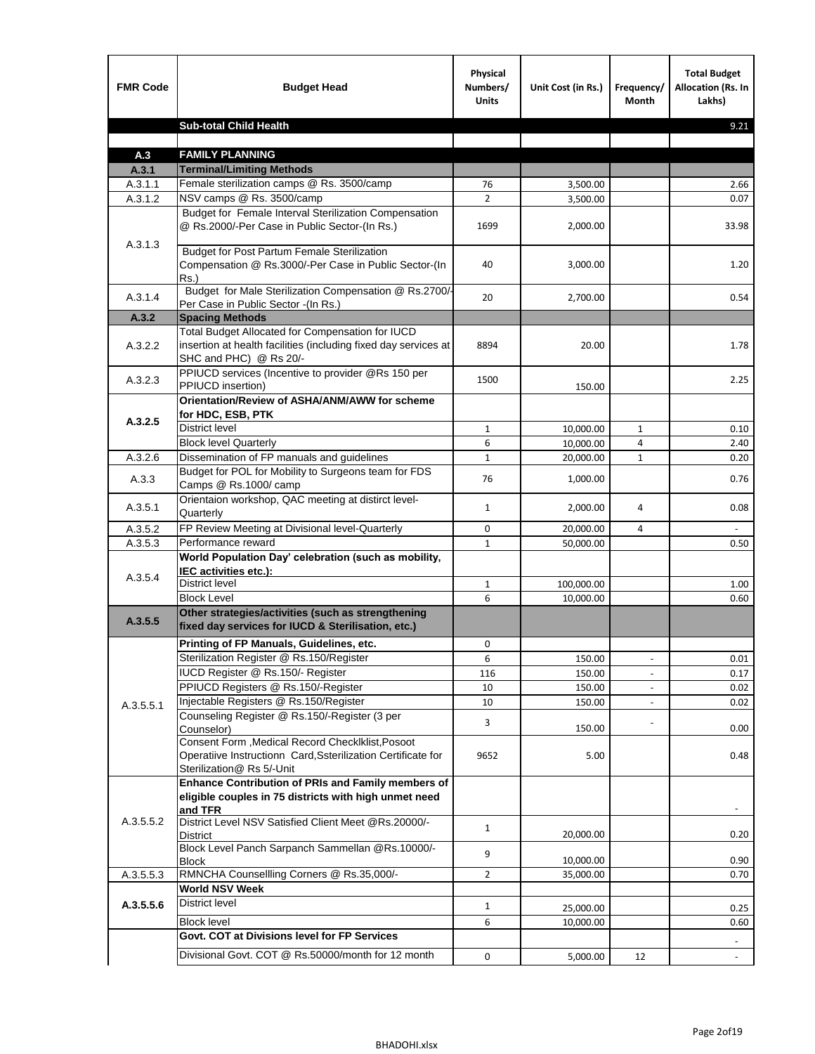| FMR Code | Budget Head | Physical Numbers/ Units | Unit Cost (in Rs.) | Frequency/ Month | Total Budget Allocation (Rs. In Lakhs) |
|---|---|---|---|---|---|
| | **Sub-total Child Health** | | | | 9.21 |
| | | | | | |
| **A.3** | **FAMILY PLANNING** | | | | |
| **A.3.1** | **Terminal/Limiting Methods** | | | | |
| A.3.1.1 | Female sterilization camps @ Rs. 3500/camp | 76 | 3,500.00 | | 2.66 |
| A.3.1.2 | NSV camps @ Rs. 3500/camp | 2 | 3,500.00 | | 0.07 |
| A.3.1.3 | Budget for Female Interval Sterilization Compensation @ Rs.2000/-Per Case in Public Sector-(In Rs.) | 1699 | 2,000.00 | | 33.98 |
| | Budget for Post Partum Female Sterilization Compensation @ Rs.3000/-Per Case in Public Sector-(In Rs.) | 40 | 3,000.00 | | 1.20 |
| A.3.1.4 | Budget for Male Sterilization Compensation @ Rs.2700/-Per Case in Public Sector -(In Rs.) | 20 | 2,700.00 | | 0.54 |
| **A.3.2** | **Spacing Methods** | | | | |
| A.3.2.2 | Total Budget Allocated for Compensation for IUCD insertion at health facilities (including fixed day services at SHC and PHC) @ Rs 20/- | 8894 | 20.00 | | 1.78 |
| A.3.2.3 | PPIUCD services (Incentive to provider @Rs 150 per PPIUCD insertion) | 1500 | 150.00 | | 2.25 |
| **A.3.2.5** | **Orientation/Review of ASHA/ANM/AWW for scheme for HDC, ESB, PTK** | | | | |
| | District level | 1 | 10,000.00 | 1 | 0.10 |
| | Block level Quarterly | 6 | 10,000.00 | 4 | 2.40 |
| A.3.2.6 | Dissemination of FP manuals and guidelines | 1 | 20,000.00 | 1 | 0.20 |
| A.3.3 | Budget for POL for Mobility to Surgeons team for FDS Camps @ Rs.1000/ camp | 76 | 1,000.00 | | 0.76 |
| A.3.5.1 | Orientaion workshop, QAC meeting at distirct level-Quarterly | 1 | 2,000.00 | 4 | 0.08 |
| A.3.5.2 | FP Review Meeting at Divisional level-Quarterly | 0 | 20,000.00 | 4 | - |
| A.3.5.3 | Performance reward | 1 | 50,000.00 | | 0.50 |
| A.3.5.4 | **World Population Day' celebration (such as mobility, IEC activities etc.):** | | | | |
| | District level | 1 | 100,000.00 | | 1.00 |
| | Block Level | 6 | 10,000.00 | | 0.60 |
| **A.3.5.5** | **Other strategies/activities (such as strengthening fixed day services for IUCD & Sterilisation, etc.)** | | | | |
| A.3.5.5.1 | **Printing of FP Manuals, Guidelines, etc.** | 0 | | | |
| | Sterilization Register @ Rs.150/Register | 6 | 150.00 | - | 0.01 |
| | IUCD Register @ Rs.150/- Register | 116 | 150.00 | - | 0.17 |
| | PPIUCD Registers @ Rs.150/-Register | 10 | 150.00 | - | 0.02 |
| | Injectable Registers @ Rs.150/Register | 10 | 150.00 | - | 0.02 |
| | Counseling Register @ Rs.150/-Register (3 per Counselor) | 3 | 150.00 | - | 0.00 |
| | Consent Form ,Medical Record Checklklist,Posoot Operatiive Instructionn Card,Ssterilization Certificate for Sterilization@ Rs 5/-Unit | 9652 | 5.00 | | 0.48 |
| A.3.5.5.2 | **Enhance Contribution of PRIs and Family members of eligible couples in 75 districts with high unmet need and TFR** | | | | - |
| | District Level NSV Satisfied Client Meet @Rs.20000/-District | 1 | 20,000.00 | | 0.20 |
| | Block Level Panch Sarpanch Sammellan @Rs.10000/-Block | 9 | 10,000.00 | | 0.90 |
| A.3.5.5.3 | RMNCHA Counsellling Corners @ Rs.35,000/- | 2 | 35,000.00 | | 0.70 |
| **A.3.5.5.6** | **World NSV Week** | | | | |
| | District level | 1 | 25,000.00 | | 0.25 |
| | Block level | 6 | 10,000.00 | | 0.60 |
| | **Govt. COT at Divisions level for FP Services** | | | | - |
| | Divisional Govt. COT @ Rs.50000/month for 12 month | 0 | 5,000.00 | 12 | - |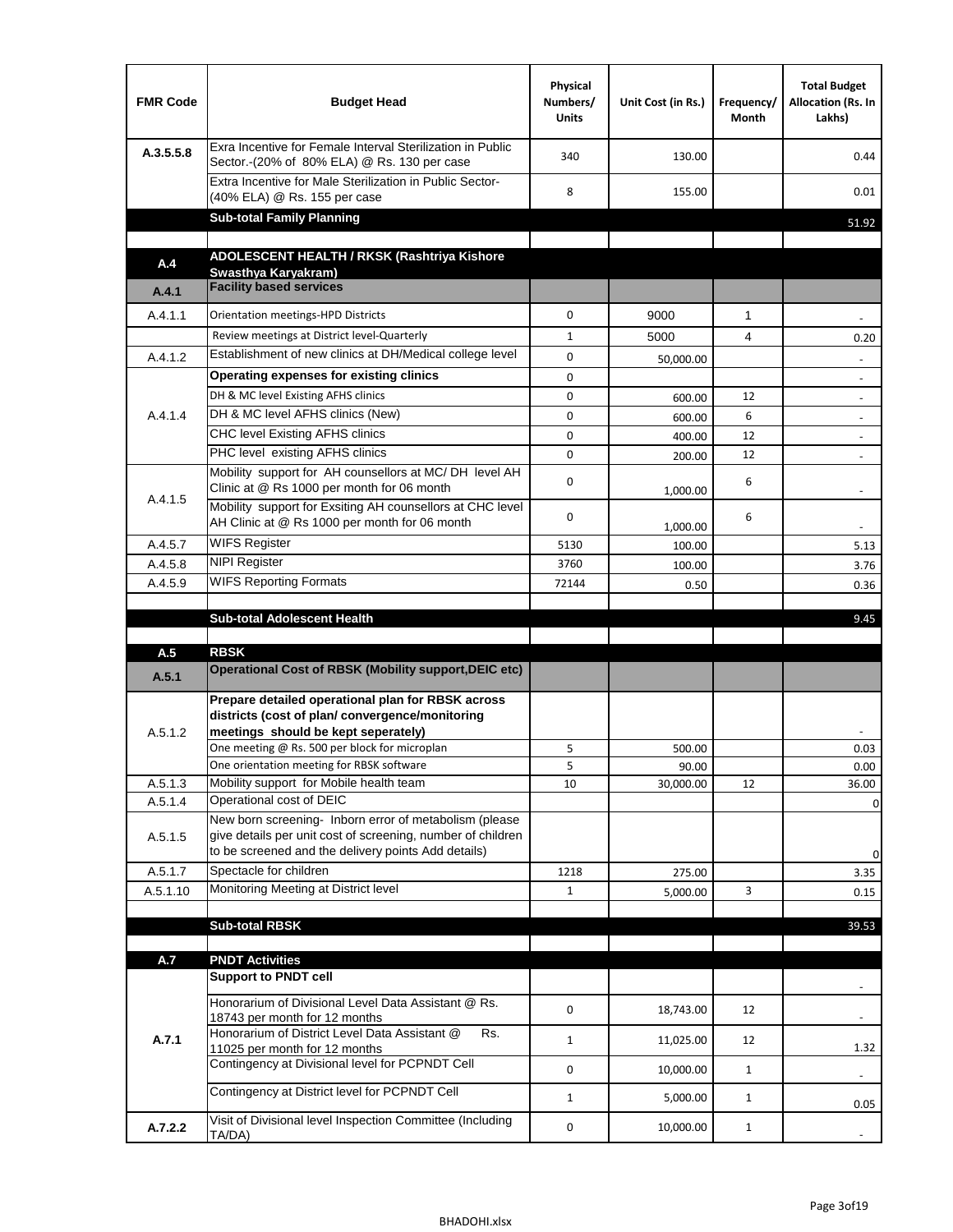| FMR Code | Budget Head | Physical Numbers/ Units | Unit Cost (in Rs.) | Frequency/ Month | Total Budget Allocation (Rs. In Lakhs) |
|---|---|---|---|---|---|
| A.3.5.5.8 | Exra Incentive for Female Interval Sterilization in Public Sector.-(20% of 80% ELA) @ Rs. 130 per case | 340 | 130.00 | | 0.44 |
| | Extra Incentive for Male Sterilization in Public Sector-(40% ELA) @ Rs. 155 per case | 8 | 155.00 | | 0.01 |
| | **Sub-total Family Planning** | | | | 51.92 |
| | | | | | |
| **A.4** | **ADOLESCENT HEALTH / RKSK (Rashtriya Kishore Swasthya Karyakram)** | | | | |
| **A.4.1** | **Facility based services** | | | | |
| A.4.1.1 | Orientation meetings-HPD Districts | 0 | 9000 | 1 | - |
| | Review meetings at District level-Quarterly | 1 | 5000 | 4 | 0.20 |
| A.4.1.2 | Establishment of new clinics at DH/Medical college level | 0 | 50,000.00 | | - |
| A.4.1.4 | **Operating expenses for existing clinics** | 0 | | | - |
| | DH & MC level Existing AFHS clinics | 0 | 600.00 | 12 | - |
| | DH & MC level AFHS clinics (New) | 0 | 600.00 | 6 | - |
| | CHC level Existing AFHS clinics | 0 | 400.00 | 12 | - |
| | PHC level existing AFHS clinics | 0 | 200.00 | 12 | - |
| A.4.1.5 | Mobility support for AH counsellors at MC/ DH level AH Clinic at @ Rs 1000 per month for 06 month | 0 | 1,000.00 | 6 | - |
| | Mobility support for Exsiting AH counsellors at CHC level AH Clinic at @ Rs 1000 per month for 06 month | 0 | 1,000.00 | 6 | - |
| A.4.5.7 | WIFS Register | 5130 | 100.00 | | 5.13 |
| A.4.5.8 | NIPI Register | 3760 | 100.00 | | 3.76 |
| A.4.5.9 | WIFS Reporting Formats | 72144 | 0.50 | | 0.36 |
| | | | | | |
| | **Sub-total Adolescent Health** | | | | 9.45 |
| | | | | | |
| **A.5** | **RBSK** | | | | |
| **A.5.1** | **Operational Cost of RBSK (Mobility support,DEIC etc)** | | | | |
| A.5.1.2 | **Prepare detailed operational plan for RBSK across districts (cost of plan/ convergence/monitoring meetings should be kept seperately)** | | | | - |
| | One meeting @ Rs. 500 per block for microplan | 5 | 500.00 | | 0.03 |
| | One orientation meeting for RBSK software | 5 | 90.00 | | 0.00 |
| A.5.1.3 | Mobility support for Mobile health team | 10 | 30,000.00 | 12 | 36.00 |
| A.5.1.4 | Operational cost of DEIC | | | | 0 |
| A.5.1.5 | New born screening- Inborn error of metabolism (please give details per unit cost of screening, number of children to be screened and the delivery points Add details) | | | | 0 |
| A.5.1.7 | Spectacle for children | 1218 | 275.00 | | 3.35 |
| A.5.1.10 | Monitoring Meeting at District level | 1 | 5,000.00 | 3 | 0.15 |
| | | | | | |
| | **Sub-total RBSK** | | | | 39.53 |
| | | | | | |
| **A.7** | **PNDT Activities** | | | | |
| **A.7.1** | **Support to PNDT cell** | | | | - |
| | Honorarium of Divisional Level Data Assistant @ Rs. 18743 per month for 12 months | 0 | 18,743.00 | 12 | - |
| | Honorarium of District Level Data Assistant @ Rs. 11025 per month for 12 months | 1 | 11,025.00 | 12 | 1.32 |
| | Contingency at Divisional level for PCPNDT Cell | 0 | 10,000.00 | 1 | - |
| | Contingency at District level for PCPNDT Cell | 1 | 5,000.00 | 1 | 0.05 |
| **A.7.2.2** | Visit of Divisional level Inspection Committee (Including TA/DA) | 0 | 10,000.00 | 1 | - |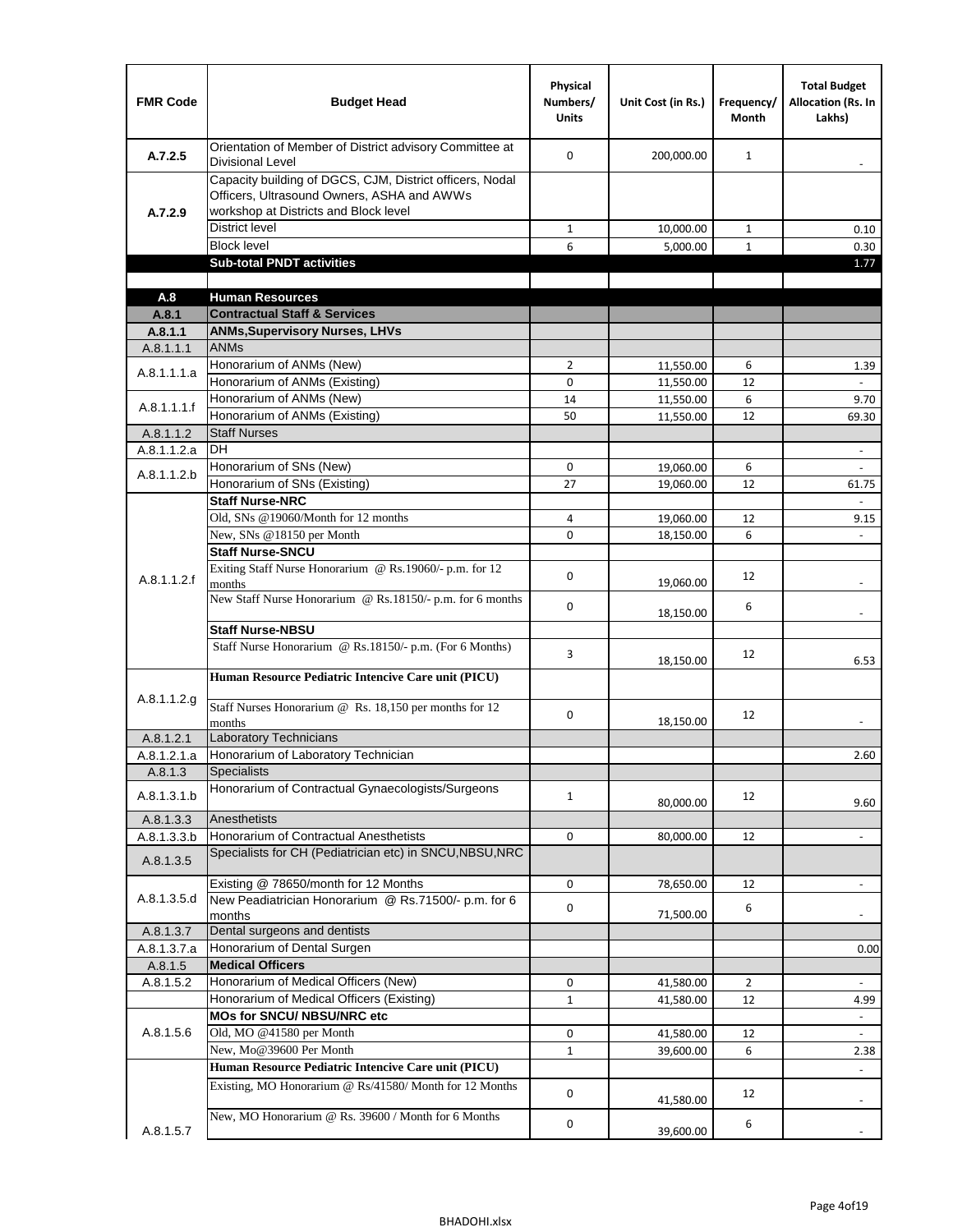| FMR Code | Budget Head | Physical Numbers/ Units | Unit Cost (in Rs.) | Frequency/ Month | Total Budget Allocation (Rs. In Lakhs) |
|---|---|---|---|---|---|
| A.7.2.5 | Orientation of Member of District advisory Committee at Divisional Level | 0 | 200,000.00 | 1 | - |
| A.7.2.9 | Capacity building of DGCS, CJM, District officers, Nodal Officers, Ultrasound Owners, ASHA and AWWs workshop at Districts and Block level | | | | |
| | District level | 1 | 10,000.00 | 1 | 0.10 |
| | Block level | 6 | 5,000.00 | 1 | 0.30 |
| | **Sub-total PNDT activities** | | | | 1.77 |
| | | | | | |
| **A.8** | **Human Resources** | | | | |
| **A.8.1** | **Contractual Staff & Services** | | | | |
| **A.8.1.1** | **ANMs,Supervisory Nurses, LHVs** | | | | |
| A.8.1.1.1 | ANMs | | | | |
| A.8.1.1.1.a | Honorarium of ANMs (New) | 2 | 11,550.00 | 6 | 1.39 |
| | Honorarium of ANMs (Existing) | 0 | 11,550.00 | 12 | - |
| A.8.1.1.1.f | Honorarium of ANMs (New) | 14 | 11,550.00 | 6 | 9.70 |
| | Honorarium of ANMs (Existing) | 50 | 11,550.00 | 12 | 69.30 |
| A.8.1.1.2 | Staff Nurses | | | | |
| A.8.1.1.2.a | DH | | | | - |
| A.8.1.1.2.b | Honorarium of SNs (New) | 0 | 19,060.00 | 6 | - |
| | Honorarium of SNs (Existing) | 27 | 19,060.00 | 12 | 61.75 |
| A.8.1.1.2.f | **Staff Nurse-NRC** | | | | - |
| | Old, SNs @19060/Month for 12 months | 4 | 19,060.00 | 12 | 9.15 |
| | New, SNs @18150 per Month | 0 | 18,150.00 | 6 | - |
| | **Staff Nurse-SNCU** | | | | |
| | Exiting Staff Nurse Honorarium @ Rs.19060/- p.m. for 12 months | 0 | 19,060.00 | 12 | - |
| | New Staff Nurse Honorarium @ Rs.18150/- p.m. for 6 months | 0 | 18,150.00 | 6 | - |
| | **Staff Nurse-NBSU** | | | | |
| | Staff Nurse Honorarium @ Rs.18150/- p.m. (For 6 Months) | 3 | 18,150.00 | 12 | 6.53 |
| A.8.1.1.2.g | **Human Resource Pediatric Intencive Care unit (PICU)** | | | | |
| | Staff Nurses Honorarium @ Rs. 18,150 per months for 12 months | 0 | 18,150.00 | 12 | - |
| A.8.1.2.1 | Laboratory Technicians | | | | |
| A.8.1.2.1.a | Honorarium of Laboratory Technician | | | | 2.60 |
| A.8.1.3 | Specialists | | | | |
| A.8.1.3.1.b | Honorarium of Contractual Gynaecologists/Surgeons | 1 | 80,000.00 | 12 | 9.60 |
| A.8.1.3.3 | Anesthetists | | | | |
| A.8.1.3.3.b | Honorarium of Contractual Anesthetists | 0 | 80,000.00 | 12 | - |
| A.8.1.3.5 | Specialists for CH (Pediatrician etc) in SNCU,NBSU,NRC | | | | |
| A.8.1.3.5.d | Existing @ 78650/month for 12 Months | 0 | 78,650.00 | 12 | - |
| | New Peadiatrician Honorarium @ Rs.71500/- p.m. for 6 months | 0 | 71,500.00 | 6 | - |
| A.8.1.3.7 | Dental surgeons and dentists | | | | |
| A.8.1.3.7.a | Honorarium of Dental Surgen | | | | 0.00 |
| A.8.1.5 | **Medical Officers** | | | | |
| A.8.1.5.2 | Honorarium of Medical Officers (New) | 0 | 41,580.00 | 2 | - |
| | Honorarium of Medical Officers (Existing) | 1 | 41,580.00 | 12 | 4.99 |
| A.8.1.5.6 | **MOs for SNCU/ NBSU/NRC etc** | | | | - |
| | Old, MO @41580 per Month | 0 | 41,580.00 | 12 | - |
| | New, Mo@39600 Per Month | 1 | 39,600.00 | 6 | 2.38 |
| A.8.1.5.7 | **Human Resource Pediatric Intencive Care unit (PICU)** | | | | - |
| | Existing, MO Honorarium @ Rs/41580/ Month for 12 Months | 0 | 41,580.00 | 12 | - |
| | New, MO Honorarium @ Rs. 39600 / Month for 6 Months | 0 | 39,600.00 | 6 | - |

BHADOHI.xlsx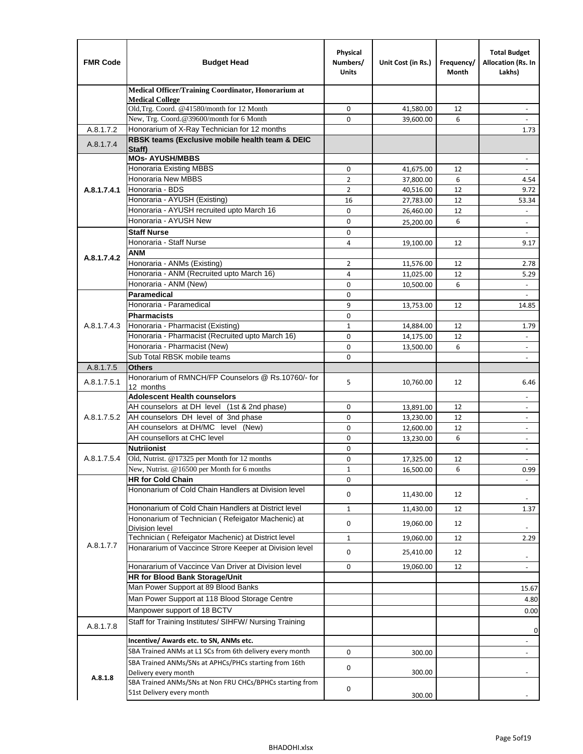| FMR Code | Budget Head | Physical Numbers/ Units | Unit Cost (in Rs.) | Frequency/ Month | Total Budget Allocation (Rs. In Lakhs) |
|---|---|---|---|---|---|
| | Medical Officer/Training Coordinator, Honorarium at Medical College | | | | |
| | Old,Trg. Coord. @41580/month for 12 Month | 0 | 41,580.00 | 12 | - |
| | New, Trg. Coord.@39600/month for 6 Month | 0 | 39,600.00 | 6 | - |
| A.8.1.7.2 | Honorarium of X-Ray Technician for 12 months | | | | 1.73 |
| A.8.1.7.4 | **RBSK teams (Exclusive mobile health team & DEIC Staff)** | | | | |
| A.8.1.7.4.1 | **MOs- AYUSH/MBBS** | | | | - |
| | Honoraria Existing MBBS | 0 | 41,675.00 | 12 | - |
| | Honoraria New MBBS | 2 | 37,800.00 | 6 | 4.54 |
| | Honoraria - BDS | 2 | 40,516.00 | 12 | 9.72 |
| | Honoraria - AYUSH (Existing) | 16 | 27,783.00 | 12 | 53.34 |
| | Honoraria - AYUSH recruited upto March 16 | 0 | 26,460.00 | 12 | - |
| | Honoraria - AYUSH New | 0 | 25,200.00 | 6 | - |
| A.8.1.7.4.2 | **Staff Nurse** | 0 | | | - |
| | Honoraria - Staff Nurse | 4 | 19,100.00 | 12 | 9.17 |
| | **ANM** | | | | |
| | Honoraria - ANMs (Existing) | 2 | 11,576.00 | 12 | 2.78 |
| | Honoraria - ANM (Recruited upto March 16) | 4 | 11,025.00 | 12 | 5.29 |
| | Honoraria - ANM (New) | 0 | 10,500.00 | 6 | - |
| A.8.1.7.4.3 | **Paramedical** | 0 | | | - |
| | Honoraria - Paramedical | 9 | 13,753.00 | 12 | 14.85 |
| | **Pharmacists** | 0 | | | |
| | Honoraria - Pharmacist (Existing) | 1 | 14,884.00 | 12 | 1.79 |
| | Honoraria - Pharmacist (Recruited upto March 16) | 0 | 14,175.00 | 12 | - |
| | Honoraria - Pharmacist (New) | 0 | 13,500.00 | 6 | - |
| | Sub Total RBSK mobile teams | 0 | | | - |
| A.8.1.7.5 | **Others** | | | | |
| A.8.1.7.5.1 | Honorarium of RMNCH/FP Counselors @ Rs.10760/- for 12 months | 5 | 10,760.00 | 12 | 6.46 |
| A.8.1.7.5.2 | **Adolescent Health counselors** | | | | - |
| | AH counselors at DH level (1st & 2nd phase) | 0 | 13,891.00 | 12 | - |
| | AH counselors DH level of 3nd phase | 0 | 13,230.00 | 12 | - |
| | AH counselors at DH/MC level (New) | 0 | 12,600.00 | 12 | - |
| | AH counsellors at CHC level | 0 | 13,230.00 | 6 | - |
| A.8.1.7.5.4 | **Nutriionist** | 0 | | | - |
| | Old, Nutrist. @17325 per Month for 12 months | 0 | 17,325.00 | 12 | - |
| | New, Nutrist. @16500 per Month for 6 months | 1 | 16,500.00 | 6 | 0.99 |
| A.8.1.7.7 | **HR for Cold Chain** | 0 | | | - |
| | Hononarium of Cold Chain Handlers at Division level | 0 | 11,430.00 | 12 | - |
| | Hononarium of Cold Chain Handlers at District level | 1 | 11,430.00 | 12 | 1.37 |
| | Hononarium of Technician ( Refeigator Machenic) at Division level | 0 | 19,060.00 | 12 | - |
| | Technician ( Refeigator Machenic) at District level | 1 | 19,060.00 | 12 | 2.29 |
| | Honararium of Vaccince Strore Keeper at Division level | 0 | 25,410.00 | 12 | - |
| | Honararium of Vaccince Van Driver at Division level | 0 | 19,060.00 | 12 | - |
| | **HR for Blood Bank Storage/Unit** | | | | |
| | Man Power Support at 89 Blood Banks | | | | 15.67 |
| | Man Power Support at 118 Blood Storage Centre | | | | 4.80 |
| | Manpower support of 18 BCTV | | | | 0.00 |
| A.8.1.7.8 | Staff for Training Institutes/ SIHFW/ Nursing Training | | | | 0 |
| A.8.1.8 | **Incentive/ Awards etc. to SN, ANMs etc.** | | | | - |
| | SBA Trained ANMs at L1 SCs from 6th delivery every month | 0 | 300.00 | | - |
| | SBA Trained ANMs/SNs at APHCs/PHCs starting from 16th Delivery every month | 0 | 300.00 | | - |
| | SBA Trained ANMs/SNs at Non FRU CHCs/BPHCs starting from 51st Delivery every month | 0 | 300.00 | | - |

BHADOHI.xlsx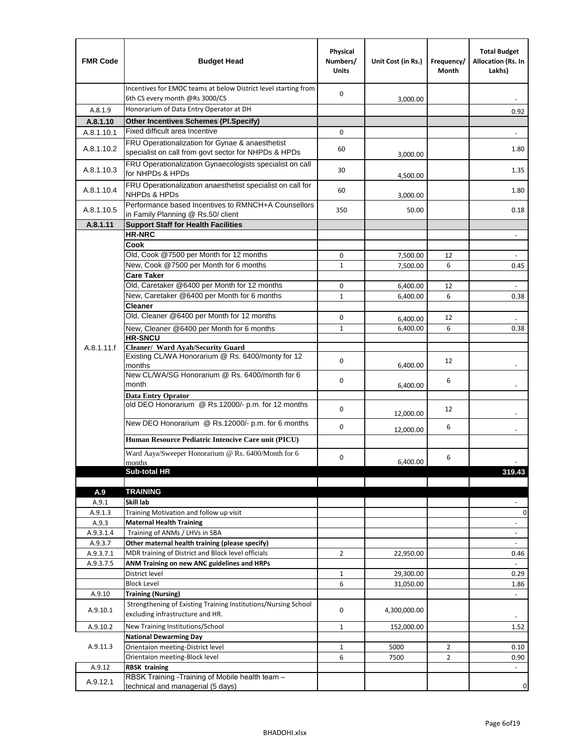| FMR Code | Budget Head | Physical Numbers/ Units | Unit Cost (in Rs.) | Frequency/ Month | Total Budget Allocation (Rs. In Lakhs) |
|---|---|---|---|---|---|
| | Incentives for EMOC teams at below District level starting from 6th CS every month @Rs 3000/CS | 0 | 3,000.00 | | - |
| A.8.1.9 | Honorarium of Data Entry Operator at DH | | | | 0.92 |
| **A.8.1.10** | **Other Incentives Schemes (Pl.Specify)** | | | | |
| A.8.1.10.1 | Fixed difficult area Incentive | 0 | | | - |
| A.8.1.10.2 | FRU Operationalization for Gynae & anaesthetist specialist on call from govt sector for NHPDs & HPDs | 60 | 3,000.00 | | 1.80 |
| A.8.1.10.3 | FRU Operationalization Gynaecologists specialist on call for NHPDs & HPDs | 30 | 4,500.00 | | 1.35 |
| A.8.1.10.4 | FRU Operationalization anaesthetist specialist on call for NHPDs & HPDs | 60 | 3,000.00 | | 1.80 |
| A.8.1.10.5 | Performance based Incentives to RMNCH+A Counsellors in Family Planning @ Rs.50/ client | 350 | 50.00 | | 0.18 |
| **A.8.1.11** | **Support Staff for Health Facilities** | | | | |
| A.8.1.11.f | **HR-NRC** | | | | - |
| | **Cook** | | | | |
| | Old, Cook @7500 per Month for 12 months | 0 | 7,500.00 | 12 | - |
| | New, Cook @7500 per Month for 6 months | 1 | 7,500.00 | 6 | 0.45 |
| | **Care Taker** | | | | |
| | Old, Caretaker @6400 per Month for 12 months | 0 | 6,400.00 | 12 | - |
| | New, Caretaker @6400 per Month for 6 months | 1 | 6,400.00 | 6 | 0.38 |
| | **Cleaner** | | | | |
| | Old, Cleaner @6400 per Month for 12 months | 0 | 6,400.00 | 12 | - |
| | New, Cleaner @6400 per Month for 6 months | 1 | 6,400.00 | 6 | 0.38 |
| | **HR-SNCU** | | | | |
| | **Cleaner/ Ward Ayah/Security Guard** | | | | |
| | Existing CL/WA Honorarium @ Rs. 6400/monty for 12 months | 0 | 6,400.00 | 12 | - |
| | New CL/WA/SG Honorarium @ Rs. 6400/month for 6 month | 0 | 6,400.00 | 6 | - |
| | **Data Entry Oprator** | | | | |
| | old DEO Honorarium @ Rs.12000/- p.m. for 12 months | 0 | 12,000.00 | 12 | - |
| | New DEO Honorarium @ Rs.12000/- p.m. for 6 months | 0 | 12,000.00 | 6 | - |
| | **Human Resource Pediatric Intencive Care unit (PICU)** | | | | |
| | Ward Aaya/Sweeper Honorarium @ Rs. 6400/Month for 6 months | 0 | 6,400.00 | 6 | - |
| | **Sub-total HR** | | | | **319.43** |
| | | | | | |
| **A.9** | **TRAINING** | | | | |
| A.9.1 | **Skill lab** | | | | - |
| A.9.1.3 | Training Motivation and follow up visit | | | | 0 |
| A.9.3 | **Maternal Health Training** | | | | - |
| A.9.3.1.4 | Training of ANMs / LHVs in SBA | | | | - |
| A.9.3.7 | **Other maternal health training (please specify)** | | | | - |
| A.9.3.7.1 | MDR training of District and Block level officials | 2 | 22,950.00 | | 0.46 |
| A.9.3.7.5 | **ANM Training on new ANC guidelines and HRPs** | | | | - |
| | District level | 1 | 29,300.00 | | 0.29 |
| | Block Level | 6 | 31,050.00 | | 1.86 |
| A.9.10 | **Training (Nursing)** | | | | - |
| A.9.10.1 | Strengthening of Existing Training Institutions/Nursing School excluding infrastructure and HR. | 0 | 4,300,000.00 | | - |
| A.9.10.2 | New Training Institutions/School | 1 | 152,000.00 | | 1.52 |
| A.9.11.3 | **National Dewarming Day** | | | | |
| | Orientaion meeting-District level | 1 | 5000 | 2 | 0.10 |
| | Orientaion meeting-Block level | 6 | 7500 | 2 | 0.90 |
| A.9.12 | **RBSK training** | | | | - |
| A.9.12.1 | RBSK Training -Training of Mobile health team – technical and managerial (5 days) | | | | 0 |

BHADOHI.xlsx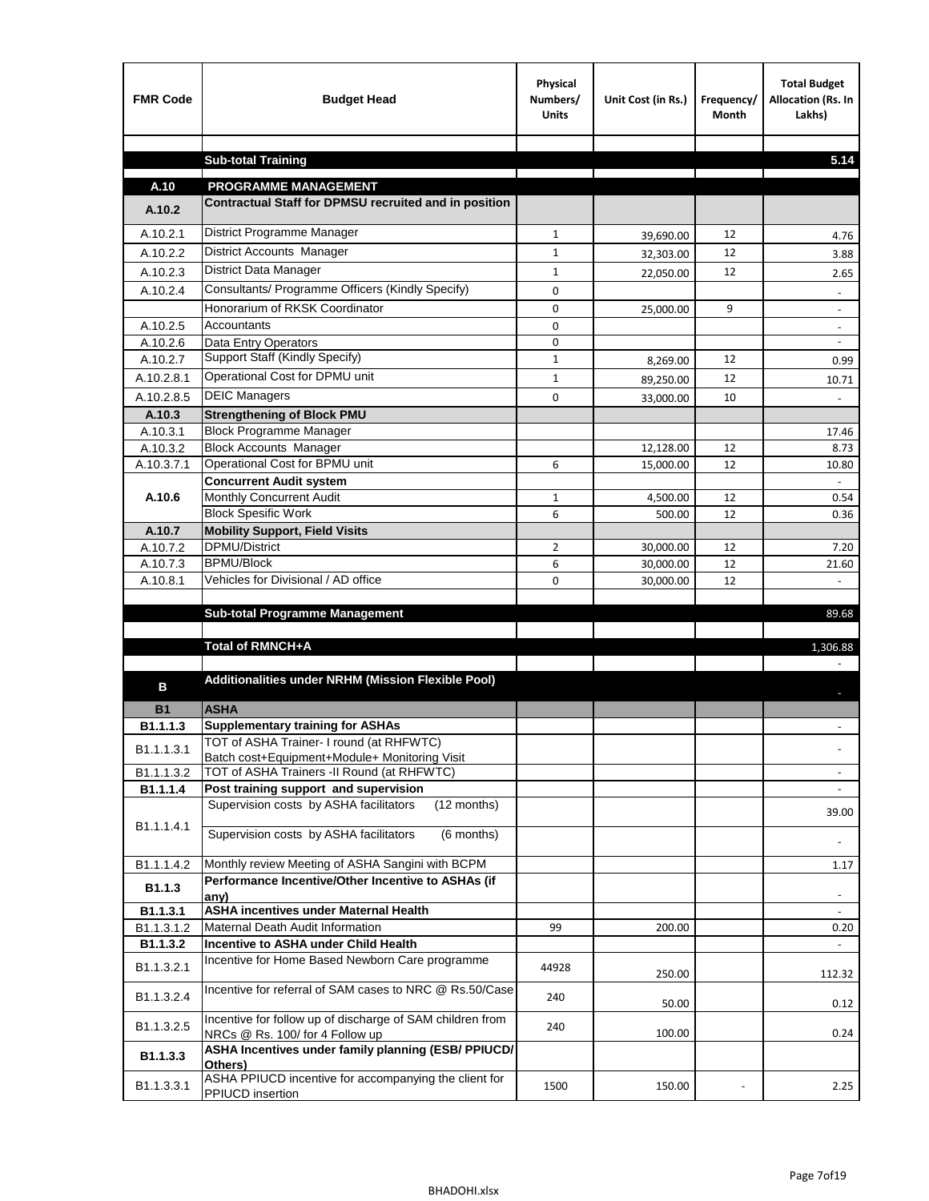| FMR Code | Budget Head | Physical Numbers/ Units | Unit Cost (in Rs.) | Frequency/ Month | Total Budget Allocation (Rs. In Lakhs) |
|---|---|---|---|---|---|
| | | | | | |
| | **Sub-total Training** | | | | **5.14** |
| **A.10** | **PROGRAMME MANAGEMENT** | | | | |
| **A.10.2** | **Contractual Staff for DPMSU recruited and in position** | | | | |
| A.10.2.1 | District Programme Manager | 1 | 39,690.00 | 12 | 4.76 |
| A.10.2.2 | District Accounts Manager | 1 | 32,303.00 | 12 | 3.88 |
| A.10.2.3 | District Data Manager | 1 | 22,050.00 | 12 | 2.65 |
| A.10.2.4 | Consultants/ Programme Officers (Kindly Specify) | 0 | | | - |
| | Honorarium of RKSK Coordinator | 0 | 25,000.00 | 9 | - |
| A.10.2.5 | Accountants | 0 | | | - |
| A.10.2.6 | Data Entry Operators | 0 | | | - |
| A.10.2.7 | Support Staff (Kindly Specify) | 1 | 8,269.00 | 12 | 0.99 |
| A.10.2.8.1 | Operational Cost for DPMU unit | 1 | 89,250.00 | 12 | 10.71 |
| A.10.2.8.5 | DEIC Managers | 0 | 33,000.00 | 10 | - |
| **A.10.3** | **Strengthening of Block PMU** | | | | |
| A.10.3.1 | Block Programme Manager | | | | 17.46 |
| A.10.3.2 | Block Accounts Manager | | 12,128.00 | 12 | 8.73 |
| A.10.3.7.1 | Operational Cost for BPMU unit | 6 | 15,000.00 | 12 | 10.80 |
| **A.10.6** | **Concurrent Audit system** | | | | - |
| | Monthly Concurrent Audit | 1 | 4,500.00 | 12 | 0.54 |
| | Block Spesific Work | 6 | 500.00 | 12 | 0.36 |
| **A.10.7** | **Mobility Support, Field Visits** | | | | |
| A.10.7.2 | DPMU/District | 2 | 30,000.00 | 12 | 7.20 |
| A.10.7.3 | BPMU/Block | 6 | 30,000.00 | 12 | 21.60 |
| A.10.8.1 | Vehicles for Divisional / AD office | 0 | 30,000.00 | 12 | - |
| | | | | | |
| | **Sub-total Programme Management** | | | | 89.68 |
| | | | | | |
| | **Total of RMNCH+A** | | | | 1,306.88 |
| | | | | | - |
| **B** | **Additionalities under NRHM (Mission Flexible Pool)** | | | | - |
| **B1** | **ASHA** | | | | |
| **B1.1.1.3** | **Supplementary training for ASHAs** | | | | - |
| B1.1.1.3.1 | TOT of ASHA Trainer- I round (at RHFWTC) Batch cost+Equipment+Module+ Monitoring Visit | | | | - |
| B1.1.1.3.2 | TOT of ASHA Trainers -II Round (at RHFWTC) | | | | - |
| **B1.1.1.4** | **Post training support and supervision** | | | | - |
| B1.1.1.4.1 | Supervision costs by ASHA facilitators (12 months) | | | | 39.00 |
| | Supervision costs by ASHA facilitators (6 months) | | | | - |
| B1.1.1.4.2 | Monthly review Meeting of ASHA Sangini with BCPM | | | | 1.17 |
| **B1.1.3** | **Performance Incentive/Other Incentive to ASHAs (if any)** | | | | - |
| **B1.1.3.1** | **ASHA incentives under Maternal Health** | | | | - |
| B1.1.3.1.2 | Maternal Death Audit Information | 99 | 200.00 | | 0.20 |
| **B1.1.3.2** | **Incentive to ASHA under Child Health** | | | | - |
| B1.1.3.2.1 | Incentive for Home Based Newborn Care programme | 44928 | 250.00 | | 112.32 |
| B1.1.3.2.4 | Incentive for referral of SAM cases to NRC @ Rs.50/Case | 240 | 50.00 | | 0.12 |
| B1.1.3.2.5 | Incentive for follow up of discharge of SAM children from NRCs @ Rs. 100/ for 4 Follow up | 240 | 100.00 | | 0.24 |
| **B1.1.3.3** | **ASHA Incentives under family planning (ESB/ PPIUCD/ Others)** | | | | |
| B1.1.3.3.1 | ASHA PPIUCD incentive for accompanying the client for PPIUCD insertion | 1500 | 150.00 | - | 2.25 |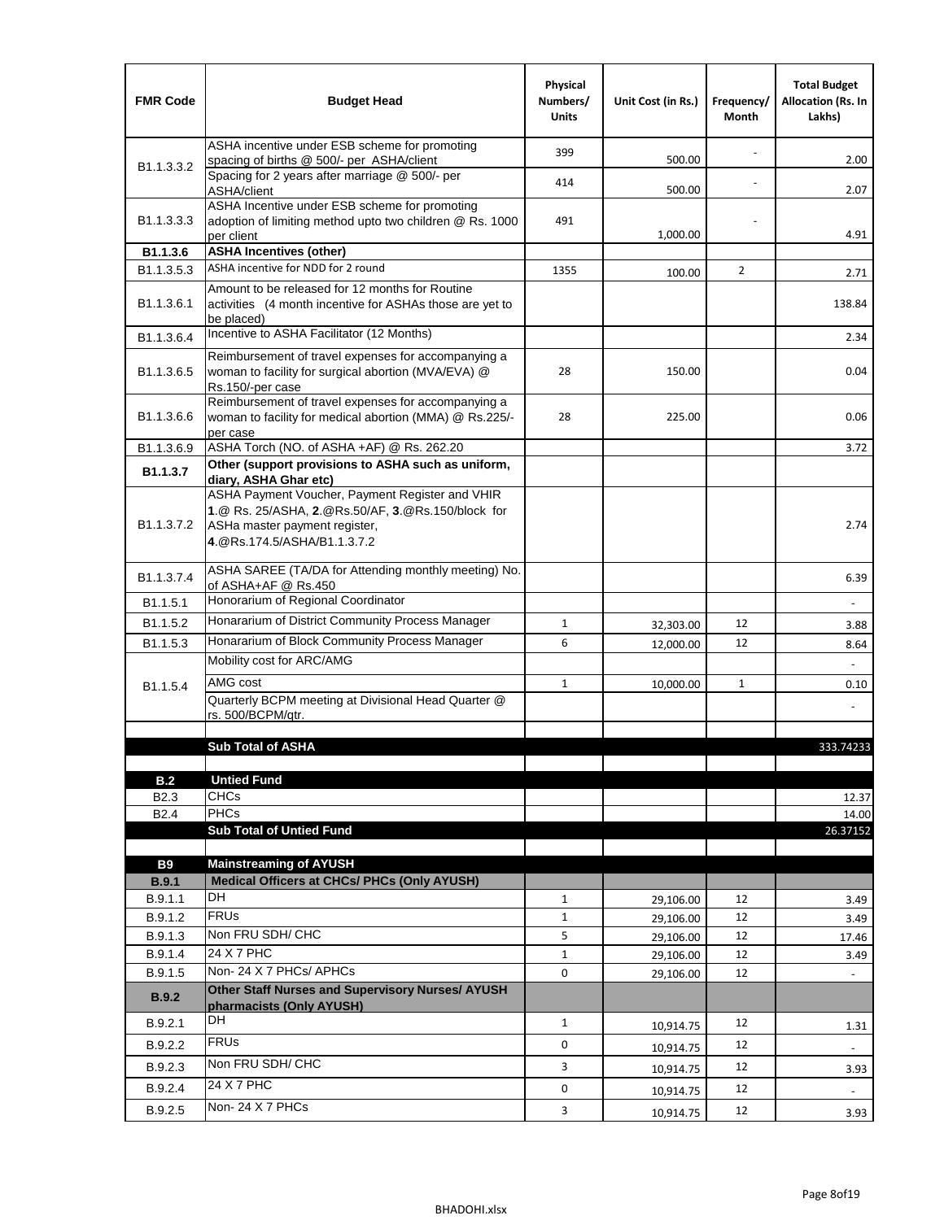| FMR Code | Budget Head | Physical Numbers/ Units | Unit Cost (in Rs.) | Frequency/ Month | Total Budget Allocation (Rs. In Lakhs) |
|---|---|---|---|---|---|
| B1.1.3.3.2 | ASHA incentive under ESB scheme for promoting spacing of births @ 500/- per ASHA/client | 399 | 500.00 | - | 2.00 |
| | Spacing for 2 years after marriage @ 500/- per ASHA/client | 414 | 500.00 | - | 2.07 |
| B1.1.3.3.3 | ASHA Incentive under ESB scheme for promoting adoption of limiting method upto two children @ Rs. 1000 per client | 491 | 1,000.00 | - | 4.91 |
| **B1.1.3.6** | **ASHA Incentives (other)** | | | | |
| B1.1.3.5.3 | ASHA incentive for NDD for 2 round | 1355 | 100.00 | 2 | 2.71 |
| B1.1.3.6.1 | Amount to be released for 12 months for Routine activities (4 month incentive for ASHAs those are yet to be placed) | | | | 138.84 |
| B1.1.3.6.4 | Incentive to ASHA Facilitator (12 Months) | | | | 2.34 |
| B1.1.3.6.5 | Reimbursement of travel expenses for accompanying a woman to facility for surgical abortion (MVA/EVA) @ Rs.150/-per case | 28 | 150.00 | | 0.04 |
| B1.1.3.6.6 | Reimbursement of travel expenses for accompanying a woman to facility for medical abortion (MMA) @ Rs.225/- per case | 28 | 225.00 | | 0.06 |
| B1.1.3.6.9 | ASHA Torch (NO. of ASHA +AF) @ Rs. 262.20 | | | | 3.72 |
| **B1.1.3.7** | **Other (support provisions to ASHA such as uniform, diary, ASHA Ghar etc)** | | | | |
| B1.1.3.7.2 | ASHA Payment Voucher, Payment Register and VHIR **1**.@ Rs. 25/ASHA, **2**.@Rs.50/AF, **3**.@Rs.150/block for ASHa master payment register, **4**.@Rs.174.5/ASHA/B1.1.3.7.2 | | | | 2.74 |
| B1.1.3.7.4 | ASHA SAREE (TA/DA for Attending monthly meeting) No. of ASHA+AF @ Rs.450 | | | | 6.39 |
| B1.1.5.1 | Honorarium of Regional Coordinator | | | | - |
| B1.1.5.2 | Honararium of District Community Process Manager | 1 | 32,303.00 | 12 | 3.88 |
| B1.1.5.3 | Honararium of Block Community Process Manager | 6 | 12,000.00 | 12 | 8.64 |
| B1.1.5.4 | Mobility cost for ARC/AMG | | | | - |
| | AMG cost | 1 | 10,000.00 | 1 | 0.10 |
| | Quarterly BCPM meeting at Divisional Head Quarter @ rs. 500/BCPM/qtr. | | | | - |
| | | | | | |
| | **Sub Total of ASHA** | | | | 333.74233 |
| | | | | | |
| **B.2** | **Untied Fund** | | | | |
| B2.3 | CHCs | | | | 12.37 |
| B2.4 | PHCs | | | | 14.00 |
| | **Sub Total of Untied Fund** | | | | 26.37152 |
| | | | | | |
| **B9** | **Mainstreaming of AYUSH** | | | | |
| **B.9.1** | **Medical Officers at CHCs/ PHCs (Only AYUSH)** | | | | |
| B.9.1.1 | DH | 1 | 29,106.00 | 12 | 3.49 |
| B.9.1.2 | FRUs | 1 | 29,106.00 | 12 | 3.49 |
| B.9.1.3 | Non FRU SDH/ CHC | 5 | 29,106.00 | 12 | 17.46 |
| B.9.1.4 | 24 X 7 PHC | 1 | 29,106.00 | 12 | 3.49 |
| B.9.1.5 | Non- 24 X 7 PHCs/ APHCs | 0 | 29,106.00 | 12 | - |
| **B.9.2** | **Other Staff Nurses and Supervisory Nurses/ AYUSH pharmacists (Only AYUSH)** | | | | |
| B.9.2.1 | DH | 1 | 10,914.75 | 12 | 1.31 |
| B.9.2.2 | FRUs | 0 | 10,914.75 | 12 | - |
| B.9.2.3 | Non FRU SDH/ CHC | 3 | 10,914.75 | 12 | 3.93 |
| B.9.2.4 | 24 X 7 PHC | 0 | 10,914.75 | 12 | - |
| B.9.2.5 | Non- 24 X 7 PHCs | 3 | 10,914.75 | 12 | 3.93 |

BHADOHI.xlsx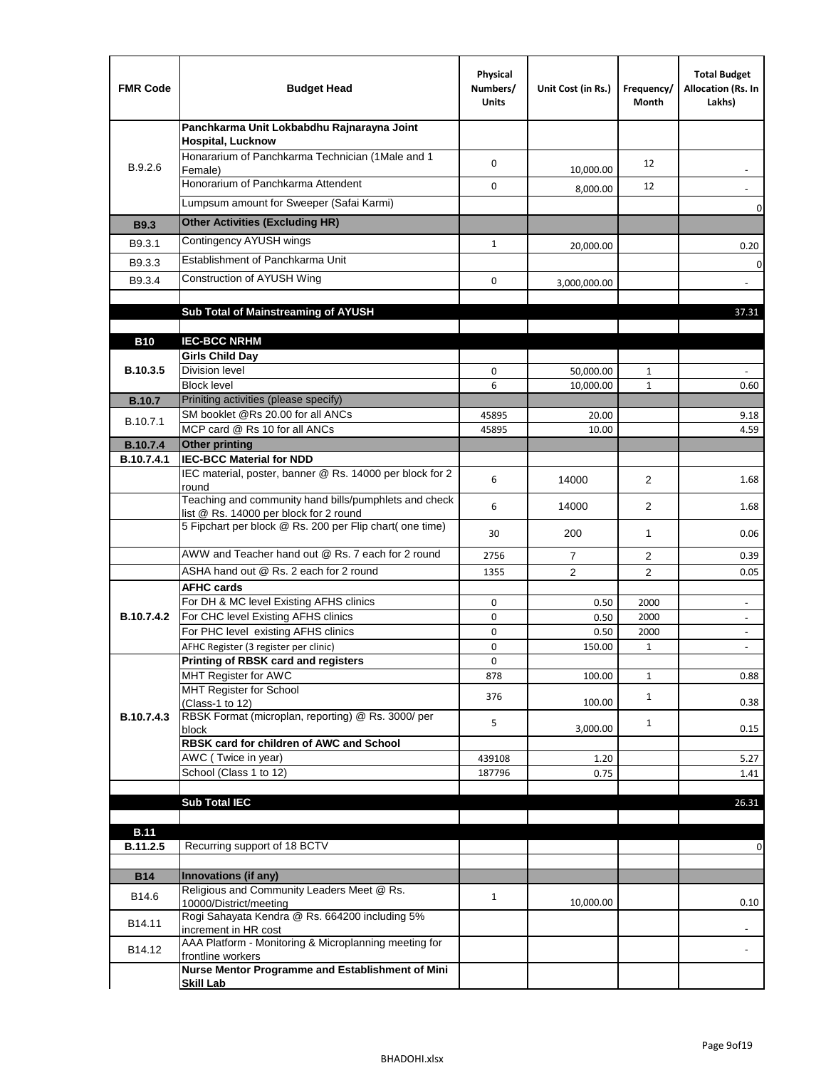| FMR Code | Budget Head | Physical Numbers/ Units | Unit Cost (in Rs.) | Frequency/ Month | Total Budget Allocation (Rs. In Lakhs) |
|---|---|---|---|---|---|
| B.9.2.6 | **Panchkarma Unit Lokbabdhu Rajnarayna Joint Hospital, Lucknow** | | | | |
| | Honararium of Panchkarma Technician (1Male and 1 Female) | 0 | 10,000.00 | 12 | - |
| | Honorarium of Panchkarma Attendent | 0 | 8,000.00 | 12 | - |
| | Lumpsum amount for Sweeper (Safai Karmi) | | | | 0 |
| **B9.3** | **Other Activities (Excluding HR)** | | | | |
| B9.3.1 | Contingency AYUSH wings | 1 | 20,000.00 | | 0.20 |
| B9.3.3 | Establishment of Panchkarma Unit | | | | 0 |
| B9.3.4 | Construction of AYUSH Wing | 0 | 3,000,000.00 | | - |
| | | | | | |
| | **Sub Total of Mainstreaming of AYUSH** | | | | 37.31 |
| | | | | | |
| **B10** | **IEC-BCC NRHM** | | | | |
| **B.10.3.5** | **Girls Child Day** | | | | |
| | Division level | 0 | 50,000.00 | 1 | - |
| | Block level | 6 | 10,000.00 | 1 | 0.60 |
| **B.10.7** | Priniting activities (please specify) | | | | |
| B.10.7.1 | SM booklet @Rs 20.00 for all ANCs | 45895 | 20.00 | | 9.18 |
| | MCP card @ Rs 10 for all ANCs | 45895 | 10.00 | | 4.59 |
| **B.10.7.4** | **Other printing** | | | | |
| **B.10.7.4.1** | **IEC-BCC Material for NDD** | | | | |
| | IEC material, poster, banner @ Rs. 14000 per block for 2 round | 6 | 14000 | 2 | 1.68 |
| | Teaching and community hand bills/pumphlets and check list @ Rs. 14000 per block for 2 round | 6 | 14000 | 2 | 1.68 |
| | 5 Fipchart per block @ Rs. 200 per Flip chart( one time) | 30 | 200 | 1 | 0.06 |
| | AWW and Teacher hand out @ Rs. 7 each for 2 round | 2756 | 7 | 2 | 0.39 |
| | ASHA hand out @ Rs. 2 each for 2 round | 1355 | 2 | 2 | 0.05 |
| **B.10.7.4.2** | **AFHC cards** | | | | |
| | For DH & MC level Existing AFHS clinics | 0 | 0.50 | 2000 | - |
| | For CHC level Existing AFHS clinics | 0 | 0.50 | 2000 | - |
| | For PHC level existing AFHS clinics | 0 | 0.50 | 2000 | - |
| | AFHC Register (3 register per clinic) | 0 | 150.00 | 1 | - |
| **B.10.7.4.3** | **Printing of RBSK card and registers** | 0 | | | |
| | MHT Register for AWC | 878 | 100.00 | 1 | 0.88 |
| | MHT Register for School (Class-1 to 12) | 376 | 100.00 | 1 | 0.38 |
| | RBSK Format (microplan, reporting) @ Rs. 3000/ per block | 5 | 3,000.00 | 1 | 0.15 |
| | **RBSK card for children of AWC and School** | | | | |
| | AWC ( Twice in year) | 439108 | 1.20 | | 5.27 |
| | School (Class 1 to 12) | 187796 | 0.75 | | 1.41 |
| | | | | | |
| | **Sub Total IEC** | | | | 26.31 |
| | | | | | |
| **B.11** | | | | | |
| **B.11.2.5** | Recurring support of 18 BCTV | | | | 0 |
| | | | | | |
| **B14** | **Innovations (if any)** | | | | |
| B14.6 | Religious and Community Leaders Meet @ Rs. 10000/District/meeting | 1 | 10,000.00 | | 0.10 |
| B14.11 | Rogi Sahayata Kendra @ Rs. 664200 including 5% increment in HR cost | | | | - |
| B14.12 | AAA Platform - Monitoring & Microplanning meeting for frontline workers | | | | - |
| | **Nurse Mentor Programme and Establishment of Mini Skill Lab** | | | | |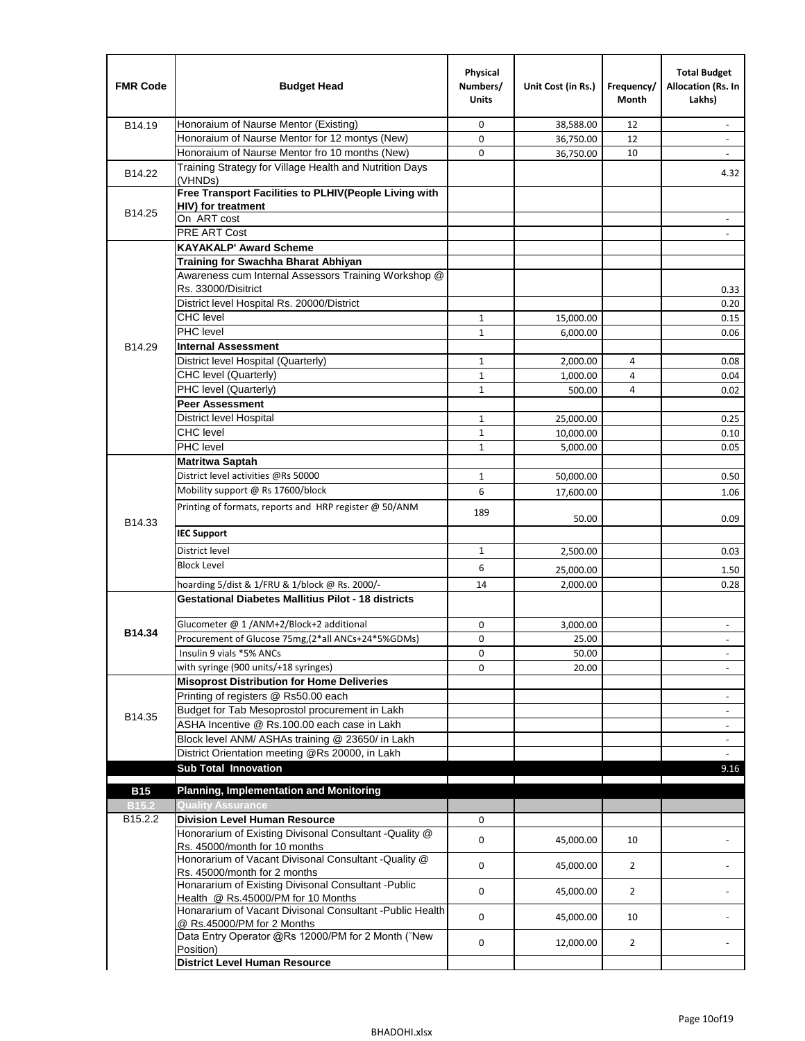| FMR Code | Budget Head | Physical Numbers/ Units | Unit Cost (in Rs.) | Frequency/ Month | Total Budget Allocation (Rs. In Lakhs) |
|---|---|---|---|---|---|
| B14.19 | Honoraium of Naurse Mentor (Existing) | 0 | 38,588.00 | 12 | - |
| | Honoraium of Naurse Mentor for 12 montys (New) | 0 | 36,750.00 | 12 | - |
| | Honoraium of Naurse Mentor fro 10 months (New) | 0 | 36,750.00 | 10 | - |
| B14.22 | Training Strategy for Village Health and Nutrition Days (VHNDs) | | | | 4.32 |
| B14.25 | **Free Transport Facilities to PLHIV(People Living with HIV) for treatment** | | | | |
| | On ART cost | | | | - |
| | PRE ART Cost | | | | - |
| B14.29 | **KAYAKALP' Award Scheme** | | | | |
| | **Training for Swachha Bharat Abhiyan** | | | | |
| | Awareness cum Internal Assessors Training Workshop @ Rs. 33000/Disitrict | | | | 0.33 |
| | District level Hospital Rs. 20000/District | | | | 0.20 |
| | CHC level | 1 | 15,000.00 | | 0.15 |
| | PHC level | 1 | 6,000.00 | | 0.06 |
| | **Internal Assessment** | | | | |
| | District level Hospital (Quarterly) | 1 | 2,000.00 | 4 | 0.08 |
| | CHC level (Quarterly) | 1 | 1,000.00 | 4 | 0.04 |
| | PHC level (Quarterly) | 1 | 500.00 | 4 | 0.02 |
| | **Peer Assessment** | | | | |
| | District level Hospital | 1 | 25,000.00 | | 0.25 |
| | CHC level | 1 | 10,000.00 | | 0.10 |
| | PHC level | 1 | 5,000.00 | | 0.05 |
| B14.33 | **Matritwa Saptah** | | | | |
| | District level activities @Rs 50000 | 1 | 50,000.00 | | 0.50 |
| | Mobility support @ Rs 17600/block | 6 | 17,600.00 | | 1.06 |
| | Printing of formats, reports and HRP register @ 50/ANM | 189 | 50.00 | | 0.09 |
| | **IEC Support** | | | | |
| | District level | 1 | 2,500.00 | | 0.03 |
| | Block Level | 6 | 25,000.00 | | 1.50 |
| | hoarding 5/dist & 1/FRU & 1/block @ Rs. 2000/- | 14 | 2,000.00 | | 0.28 |
| B14.34 | **Gestational Diabetes Mallitius Pilot - 18 districts** | | | | |
| | Glucometer @ 1 /ANM+2/Block+2 additional | 0 | 3,000.00 | | - |
| | Procurement of Glucose 75mg,(2*all ANCs+24*5%GDMs) | 0 | 25.00 | | - |
| | Insulin 9 vials *5% ANCs | 0 | 50.00 | | - |
| | with syringe (900 units/+18 syringes) | 0 | 20.00 | | - |
| B14.35 | **Misoprost Distribution for Home Deliveries** | | | | |
| | Printing of registers @ Rs50.00 each | | | | - |
| | Budget for Tab Mesoprostol procurement in Lakh | | | | - |
| | ASHA Incentive @ Rs.100.00 each case in Lakh | | | | - |
| | Block level ANM/ ASHAs training @ 23650/ in Lakh | | | | - |
| | District Orientation meeting @Rs 20000, in Lakh | | | | - |
| | **Sub Total Innovation** | | | | 9.16 |
| **B15** | **Planning, Implementation and Monitoring** | | | | |
| **B15.2** | **Quality Assurance** | | | | |
| B15.2.2 | **Division Level Human Resource** | 0 | | | |
| | Honorarium of Existing Divisonal Consultant -Quality @ Rs. 45000/month for 10 months | 0 | 45,000.00 | 10 | - |
| | Honorarium of Vacant Divisonal Consultant -Quality @ Rs. 45000/month for 2 months | 0 | 45,000.00 | 2 | - |
| | Honararium of Existing Divisonal Consultant -Public Health @ Rs.45000/PM for 10 Months | 0 | 45,000.00 | 2 | - |
| | Honararium of Vacant Divisonal Consultant -Public Health @ Rs.45000/PM for 2 Months | 0 | 45,000.00 | 10 | - |
| | Data Entry Operator @Rs 12000/PM for 2 Month ("New Position) | 0 | 12,000.00 | 2 | - |
| | **District Level Human Resource** | | | | |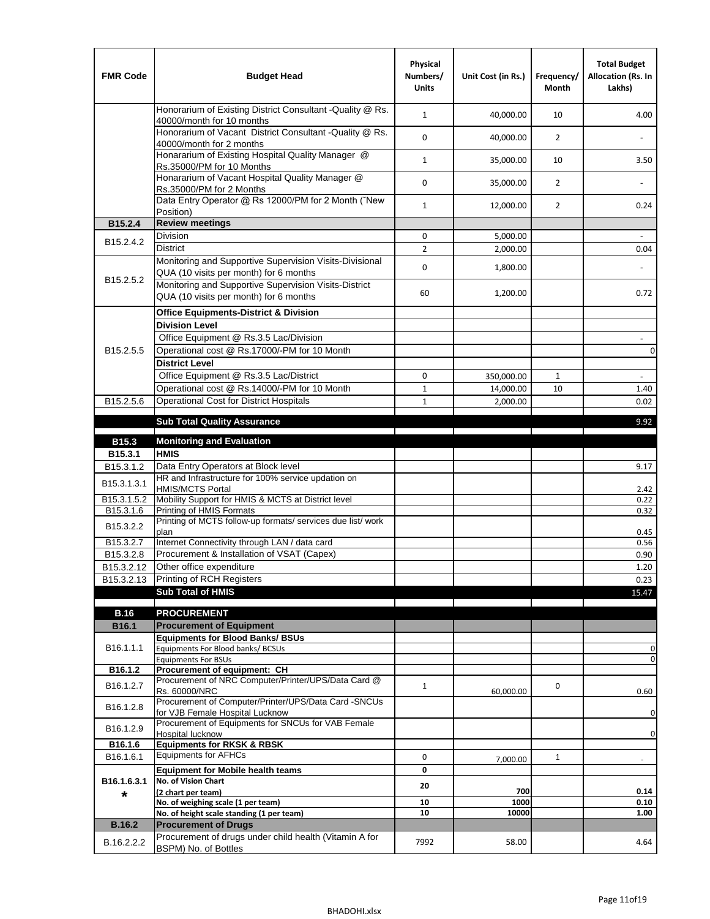| FMR Code | Budget Head | Physical Numbers/ Units | Unit Cost (in Rs.) | Frequency/ Month | Total Budget Allocation (Rs. In Lakhs) |
|---|---|---|---|---|---|
| | Honorarium of Existing District Consultant -Quality @ Rs. 40000/month for 10 months | 1 | 40,000.00 | 10 | 4.00 |
| | Honorarium of Vacant District Consultant -Quality @ Rs. 40000/month for 2 months | 0 | 40,000.00 | 2 | - |
| | Honararium of Existing Hospital Quality Manager @ Rs.35000/PM for 10 Months | 1 | 35,000.00 | 10 | 3.50 |
| | Honararium of Vacant Hospital Quality Manager @ Rs.35000/PM for 2 Months | 0 | 35,000.00 | 2 | - |
| | Data Entry Operator @ Rs 12000/PM for 2 Month (˜New Position) | 1 | 12,000.00 | 2 | 0.24 |
| **B15.2.4** | **Review meetings** | | | | |
| B15.2.4.2 | Division | 0 | 5,000.00 | | - |
| | District | 2 | 2,000.00 | | 0.04 |
| B15.2.5.2 | Monitoring and Supportive Supervision Visits-Divisional QUA (10 visits per month) for 6 months | 0 | 1,800.00 | | - |
| | Monitoring and Supportive Supervision Visits-District QUA (10 visits per month) for 6 months | 60 | 1,200.00 | | 0.72 |
| B15.2.5.5 | **Office Equipments-District & Division** | | | | |
| | **Division Level** | | | | |
| | Office Equipment @ Rs.3.5 Lac/Division | | | | - |
| | Operational cost @ Rs.17000/-PM for 10 Month | | | | 0 |
| | **District Level** | | | | |
| | Office Equipment @ Rs.3.5 Lac/District | 0 | 350,000.00 | 1 | - |
| | Operational cost @ Rs.14000/-PM for 10 Month | 1 | 14,000.00 | 10 | 1.40 |
| B15.2.5.6 | Operational Cost for District Hospitals | 1 | 2,000.00 | | 0.02 |
| | **Sub Total Quality Assurance** | | | | 9.92 |
| **B15.3** | **Monitoring and Evaluation** | | | | |
| **B15.3.1** | **HMIS** | | | | |
| B15.3.1.2 | Data Entry Operators at Block level | | | | 9.17 |
| B15.3.1.3.1 | HR and Infrastructure for 100% service updation on HMIS/MCTS Portal | | | | 2.42 |
| B15.3.1.5.2 | Mobility Support for HMIS & MCTS at District level | | | | 0.22 |
| B15.3.1.6 | Printing of HMIS Formats | | | | 0.32 |
| B15.3.2.2 | Printing of MCTS follow-up formats/ services due list/ work plan | | | | 0.45 |
| B15.3.2.7 | Internet Connectivity through LAN / data card | | | | 0.56 |
| B15.3.2.8 | Procurement & Installation of VSAT (Capex) | | | | 0.90 |
| B15.3.2.12 | Other office expenditure | | | | 1.20 |
| B15.3.2.13 | Printing of RCH Registers | | | | 0.23 |
| | **Sub Total of HMIS** | | | | 15.47 |
| **B.16** | **PROCUREMENT** | | | | |
| **B16.1** | **Procurement of Equipment** | | | | |
| B16.1.1.1 | **Equipments for Blood Banks/ BSUs** | | | | |
| | Equipments For Blood banks/ BCSUs | | | | 0 |
| | Equipments For BSUs | | | | 0 |
| **B16.1.2** | **Procurement of equipment: CH** | | | | |
| B16.1.2.7 | Procurement of NRC Computer/Printer/UPS/Data Card @ Rs. 60000/NRC | 1 | 60,000.00 | 0 | 0.60 |
| B16.1.2.8 | Procurement of Computer/Printer/UPS/Data Card -SNCUs for VJB Female Hospital Lucknow | | | | 0 |
| B16.1.2.9 | Procurement of Equipments for SNCUs for VAB Female Hospital lucknow | | | | 0 |
| **B16.1.6** | **Equipments for RKSK & RBSK** | | | | |
| B16.1.6.1 | Equipments for AFHCs | 0 | 7,000.00 | 1 | - |
| **B16.1.6.3.1 *** | **Equipment for Mobile health teams** | **0** | | | |
| | **No. of Vision Chart (2 chart per team)** | **20** | **700** | | **0.14** |
| | **No. of weighing scale (1 per team)** | **10** | **1000** | | **0.10** |
| | **No. of height scale standing (1 per team)** | **10** | **10000** | | **1.00** |
| **B.16.2** | **Procurement of Drugs** | | | | |
| B.16.2.2.2 | Procurement of drugs under child health (Vitamin A for BSPM) No. of Bottles | 7992 | 58.00 | | 4.64 |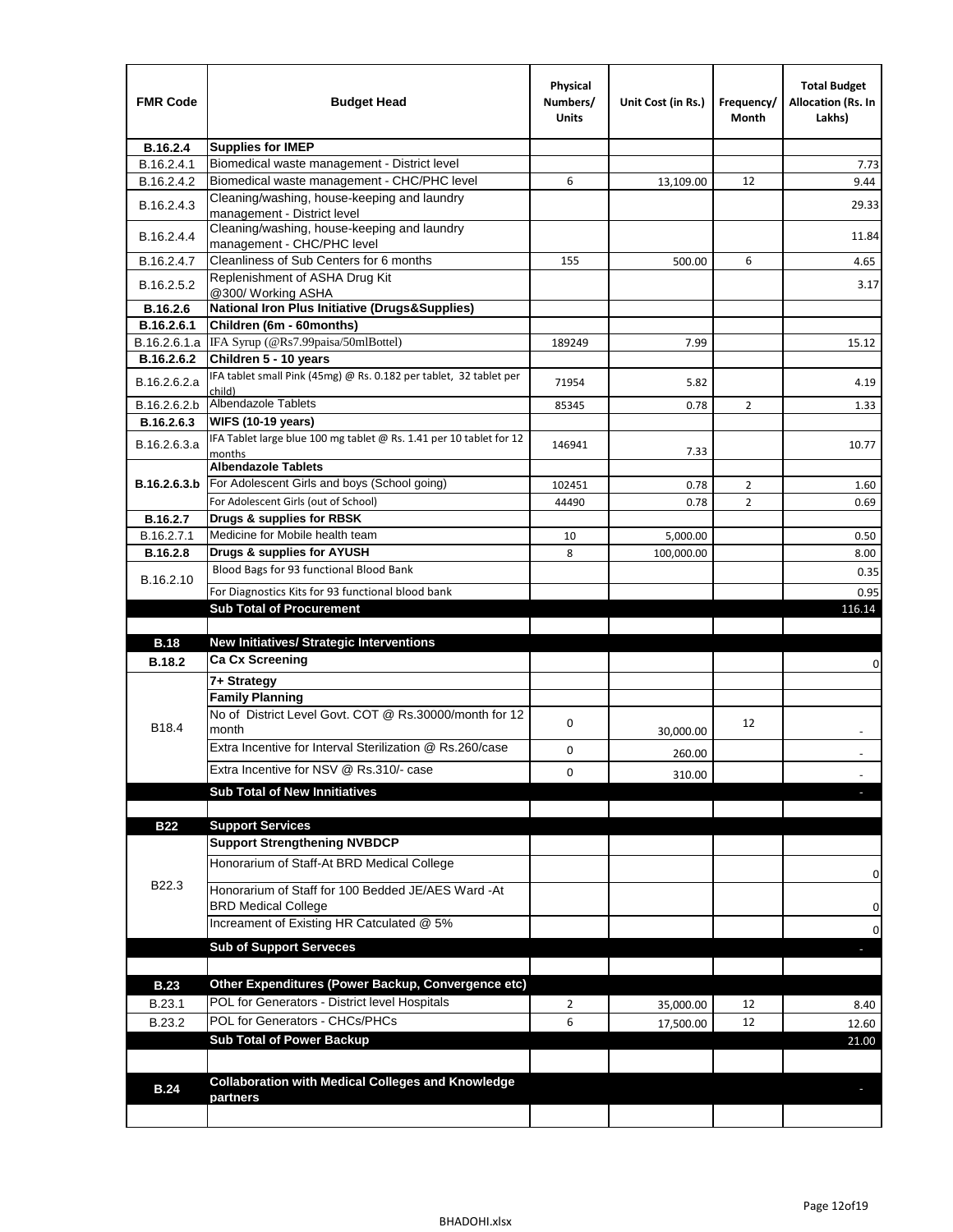| FMR Code | Budget Head | Physical Numbers/ Units | Unit Cost (in Rs.) | Frequency/ Month | Total Budget Allocation (Rs. In Lakhs) |
|---|---|---|---|---|---|
| **B.16.2.4** | **Supplies for IMEP** | | | | |
| B.16.2.4.1 | Biomedical waste management - District level | | | | 7.73 |
| B.16.2.4.2 | Biomedical waste management - CHC/PHC level | 6 | 13,109.00 | 12 | 9.44 |
| B.16.2.4.3 | Cleaning/washing, house-keeping and laundry management - District level | | | | 29.33 |
| B.16.2.4.4 | Cleaning/washing, house-keeping and laundry management - CHC/PHC level | | | | 11.84 |
| B.16.2.4.7 | Cleanliness of Sub Centers for 6 months | 155 | 500.00 | 6 | 4.65 |
| B.16.2.5.2 | Replenishment of ASHA Drug Kit @300/ Working ASHA | | | | 3.17 |
| **B.16.2.6** | **National Iron Plus Initiative (Drugs&Supplies)** | | | | |
| **B.16.2.6.1** | **Children (6m - 60months)** | | | | |
| B.16.2.6.1.a | IFA Syrup (@Rs7.99paisa/50mlBottel) | 189249 | 7.99 | | 15.12 |
| **B.16.2.6.2** | **Children 5 - 10 years** | | | | |
| B.16.2.6.2.a | IFA tablet small Pink (45mg) @ Rs. 0.182 per tablet, 32 tablet per child) | 71954 | 5.82 | | 4.19 |
| B.16.2.6.2.b | Albendazole Tablets | 85345 | 0.78 | 2 | 1.33 |
| **B.16.2.6.3** | **WIFS (10-19 years)** | | | | |
| B.16.2.6.3.a | IFA Tablet large blue 100 mg tablet @ Rs. 1.41 per 10 tablet for 12 months | 146941 | 7.33 | | 10.77 |
| | **Albendazole Tablets** | | | | |
| **B.16.2.6.3.b** | For Adolescent Girls and boys (School going) | 102451 | 0.78 | 2 | 1.60 |
| | For Adolescent Girls (out of School) | 44490 | 0.78 | 2 | 0.69 |
| **B.16.2.7** | **Drugs & supplies for RBSK** | | | | |
| B.16.2.7.1 | Medicine for Mobile health team | 10 | 5,000.00 | | 0.50 |
| **B.16.2.8** | **Drugs & supplies for AYUSH** | 8 | 100,000.00 | | 8.00 |
| B.16.2.10 | Blood Bags for 93 functional Blood Bank | | | | 0.35 |
| | For Diagnostics Kits for 93 functional blood bank | | | | 0.95 |
| | **Sub Total of Procurement** | | | | 116.14 |
| | | | | | |
| **B.18** | **New Initiatives/ Strategic Interventions** | | | | |
| **B.18.2** | **Ca Cx Screening** | | | | 0 |
| | **7+ Strategy** | | | | |
| | **Family Planning** | | | | |
| B18.4 | No of District Level Govt. COT @ Rs.30000/month for 12 month | 0 | 30,000.00 | 12 | - |
| | Extra Incentive for Interval Sterilization @ Rs.260/case | 0 | 260.00 | | - |
| | Extra Incentive for NSV @ Rs.310/- case | 0 | 310.00 | | - |
| | **Sub Total of New Innitiatives** | | | | - |
| | | | | | |
| **B22** | **Support Services** | | | | |
| | **Support Strengthening NVBDCP** | | | | |
| B22.3 | Honorarium of Staff-At BRD Medical College | | | | 0 |
| | Honorarium of Staff for 100 Bedded JE/AES Ward -At BRD Medical College | | | | 0 |
| | Increament of Existing HR Catculated @ 5% | | | | 0 |
| | **Sub of Support Serveces** | | | | - |
| | | | | | |
| **B.23** | **Other Expenditures (Power Backup, Convergence etc)** | | | | |
| B.23.1 | POL for Generators - District level Hospitals | 2 | 35,000.00 | 12 | 8.40 |
| B.23.2 | POL for Generators - CHCs/PHCs | 6 | 17,500.00 | 12 | 12.60 |
| | **Sub Total of Power Backup** | | | | 21.00 |
| | | | | | |
| **B.24** | **Collaboration with Medical Colleges and Knowledge partners** | | | | - |
| | | | | | |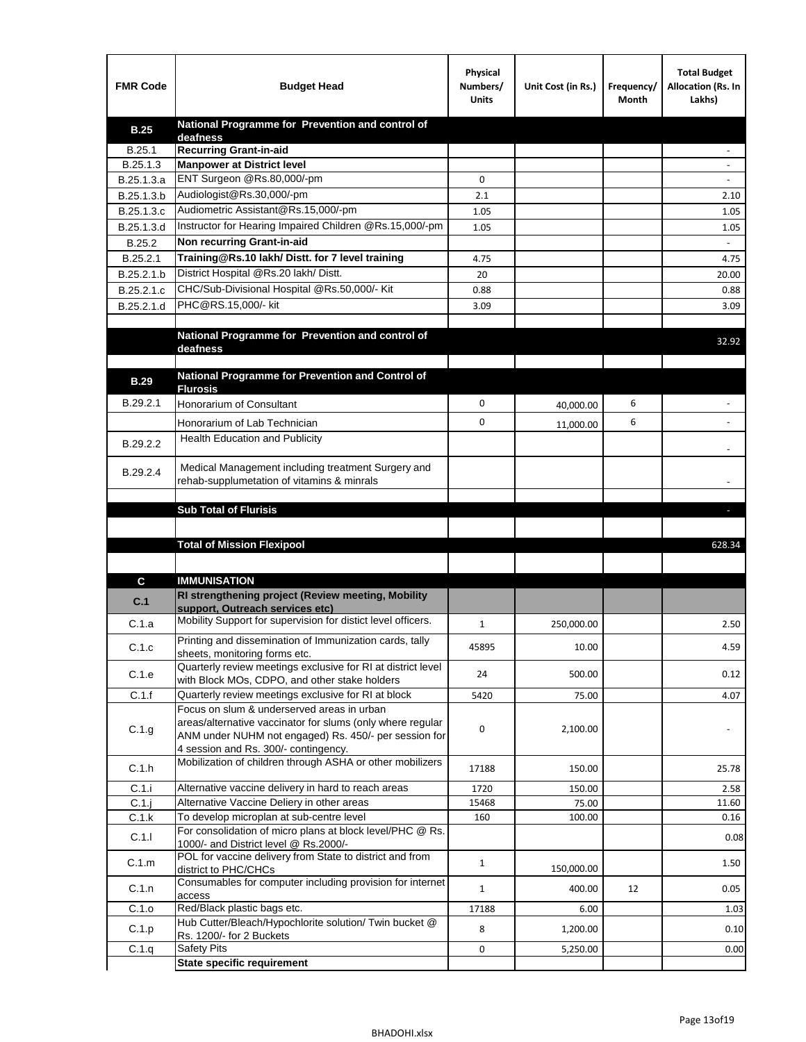| FMR Code | Budget Head | Physical Numbers/ Units | Unit Cost (in Rs.) | Frequency/ Month | Total Budget Allocation (Rs. In Lakhs) |
|---|---|---|---|---|---|
| **B.25** | **National Programme for Prevention and control of deafness** | | | | |
| B.25.1 | **Recurring Grant-in-aid** | | | | - |
| B.25.1.3 | **Manpower at District level** | | | | - |
| B.25.1.3.a | ENT Surgeon @Rs.80,000/-pm | 0 | | | - |
| B.25.1.3.b | Audiologist@Rs.30,000/-pm | 2.1 | | | 2.10 |
| B.25.1.3.c | Audiometric Assistant@Rs.15,000/-pm | 1.05 | | | 1.05 |
| B.25.1.3.d | Instructor for Hearing Impaired Children @Rs.15,000/-pm | 1.05 | | | 1.05 |
| B.25.2 | **Non recurring Grant-in-aid** | | | | - |
| B.25.2.1 | **Training@Rs.10 lakh/ Distt. for 7 level training** | 4.75 | | | 4.75 |
| B.25.2.1.b | District Hospital @Rs.20 lakh/ Distt. | 20 | | | 20.00 |
| B.25.2.1.c | CHC/Sub-Divisional Hospital @Rs.50,000/- Kit | 0.88 | | | 0.88 |
| B.25.2.1.d | PHC@RS.15,000/- kit | 3.09 | | | 3.09 |
| | | | | | |
| | **National Programme for Prevention and control of deafness** | | | | 32.92 |
| | | | | | |
| **B.29** | **National Programme for Prevention and Control of Flurosis** | | | | |
| B.29.2.1 | Honorarium of Consultant | 0 | 40,000.00 | 6 | - |
| | Honorarium of Lab Technician | 0 | 11,000.00 | 6 | - |
| B.29.2.2 | Health Education and Publicity | | | | - |
| B.29.2.4 | Medical Management including treatment Surgery and rehab-supplumetation of vitamins & minrals | | | | - |
| | | | | | |
| | **Sub Total of Flurisis** | | | | - |
| | | | | | |
| | **Total of Mission Flexipool** | | | | 628.34 |
| | | | | | |
| **C** | **IMMUNISATION** | | | | |
| **C.1** | **RI strengthening project (Review meeting, Mobility support, Outreach services etc)** | | | | |
| C.1.a | Mobility Support for supervision for distict level officers. | 1 | 250,000.00 | | 2.50 |
| C.1.c | Printing and dissemination of Immunization cards, tally sheets, monitoring forms etc. | 45895 | 10.00 | | 4.59 |
| C.1.e | Quarterly review meetings exclusive for RI at district level with Block MOs, CDPO, and other stake holders | 24 | 500.00 | | 0.12 |
| C.1.f | Quarterly review meetings exclusive for RI at block | 5420 | 75.00 | | 4.07 |
| C.1.g | Focus on slum & underserved areas in urban areas/alternative vaccinator for slums (only where regular ANM under NUHM not engaged) Rs. 450/- per session for 4 session and Rs. 300/- contingency. | 0 | 2,100.00 | | - |
| C.1.h | Mobilization of children through ASHA or other mobilizers | 17188 | 150.00 | | 25.78 |
| C.1.i | Alternative vaccine delivery in hard to reach areas | 1720 | 150.00 | | 2.58 |
| C.1.j | Alternative Vaccine Deliery in other areas | 15468 | 75.00 | | 11.60 |
| C.1.k | To develop microplan at sub-centre level | 160 | 100.00 | | 0.16 |
| C.1.l | For consolidation of micro plans at block level/PHC @ Rs. 1000/- and District level @ Rs.2000/- | | | | 0.08 |
| C.1.m | POL for vaccine delivery from State to district and from district to PHC/CHCs | 1 | 150,000.00 | | 1.50 |
| C.1.n | Consumables for computer including provision for internet access | 1 | 400.00 | 12 | 0.05 |
| C.1.o | Red/Black plastic bags etc. | 17188 | 6.00 | | 1.03 |
| C.1.p | Hub Cutter/Bleach/Hypochlorite solution/ Twin bucket @ Rs. 1200/- for 2 Buckets | 8 | 1,200.00 | | 0.10 |
| C.1.q | Safety Pits | 0 | 5,250.00 | | 0.00 |
| | **State specific requirement** | | | | |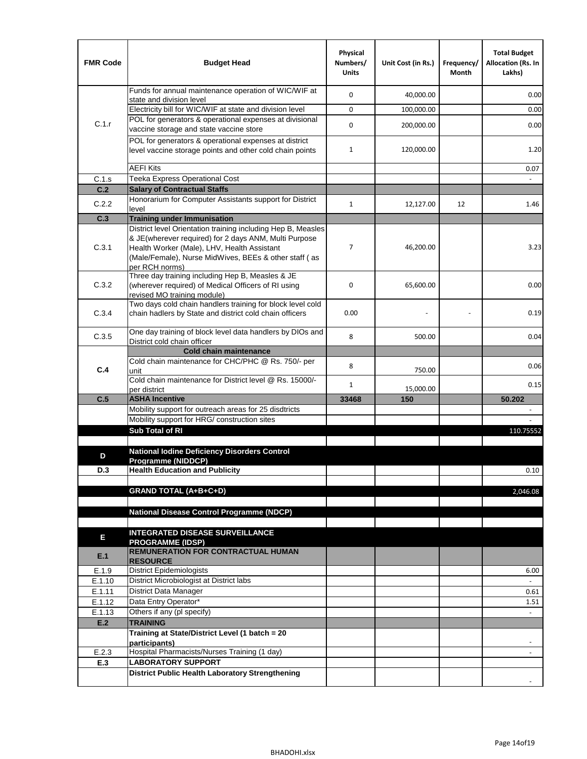| FMR Code | Budget Head | Physical Numbers/ Units | Unit Cost (in Rs.) | Frequency/ Month | Total Budget Allocation (Rs. In Lakhs) |
|---|---|---|---|---|---|
| C.1.r | Funds for annual maintenance operation of WIC/WIF at state and division level | 0 | 40,000.00 | | 0.00 |
| | Electricity bill for WIC/WIF at state and division level | 0 | 100,000.00 | | 0.00 |
| | POL for generators & operational expenses at divisional vaccine storage and state vaccine store | 0 | 200,000.00 | | 0.00 |
| | POL for generators & operational expenses at district level vaccine storage points and other cold chain points | 1 | 120,000.00 | | 1.20 |
| | AEFI Kits | | | | 0.07 |
| C.1.s | Teeka Express Operational Cost | | | | - |
| **C.2** | **Salary of Contractual Staffs** | | | | |
| C.2.2 | Honorarium for Computer Assistants support for District level | 1 | 12,127.00 | 12 | 1.46 |
| **C.3** | **Training under Immunisation** | | | | |
| C.3.1 | District level Orientation training including Hep B, Measles & JE(wherever required) for 2 days ANM, Multi Purpose Health Worker (Male), LHV, Health Assistant (Male/Female), Nurse MidWives, BEEs & other staff ( as per RCH norms) | 7 | 46,200.00 | | 3.23 |
| C.3.2 | Three day training including Hep B, Measles & JE (wherever required) of Medical Officers of RI using revised MO training module) | 0 | 65,600.00 | | 0.00 |
| C.3.4 | Two days cold chain handlers training for block level cold chain hadlers by State and district cold chain officers | 0.00 | - | - | 0.19 |
| C.3.5 | One day training of block level data handlers by DIOs and District cold chain officer | 8 | 500.00 | | 0.04 |
| **C.4** | **Cold chain maintenance** | | | | |
| | Cold chain maintenance for CHC/PHC @ Rs. 750/- per unit | 8 | 750.00 | | 0.06 |
| | Cold chain maintenance for District level @ Rs. 15000/- per district | 1 | 15,000.00 | | 0.15 |
| **C.5** | **ASHA Incentive** | **33468** | **150** | | **50.202** |
| | Mobility support for outreach areas for 25 disdtricts | | | | - |
| | Mobility support for HRG/ construction sites | | | | - |
| | **Sub Total of RI** | | | | 110.75552 |
| | | | | | |
| **D** | **National Iodine Deficiency Disorders Control Programme (NIDDCP)** | | | | |
| **D.3** | **Health Education and Publicity** | | | | 0.10 |
| | | | | | |
| | **GRAND TOTAL (A+B+C+D)** | | | | 2,046.08 |
| | | | | | |
| | **National Disease Control Programme (NDCP)** | | | | |
| | | | | | |
| **E** | **INTEGRATED DISEASE SURVEILLANCE PROGRAMME (IDSP)** | | | | |
| **E.1** | **REMUNERATION FOR CONTRACTUAL HUMAN RESOURCE** | | | | |
| E.1.9 | District Epidemiologists | | | | 6.00 |
| E.1.10 | District Microbiologist at District labs | | | | - |
| E.1.11 | District Data Manager | | | | 0.61 |
| E.1.12 | Data Entry Operator* | | | | 1.51 |
| E.1.13 | Others if any (pl specify) | | | | - |
| **E.2** | **TRAINING** | | | | |
| | **Training at State/District Level (1 batch = 20 participants)** | | | | - |
| E.2.3 | Hospital Pharmacists/Nurses Training (1 day) | | | | - |
| **E.3** | **LABORATORY SUPPORT** | | | | |
| | **District Public Health Laboratory Strengthening** | | | | - |

BHADOHI.xlsx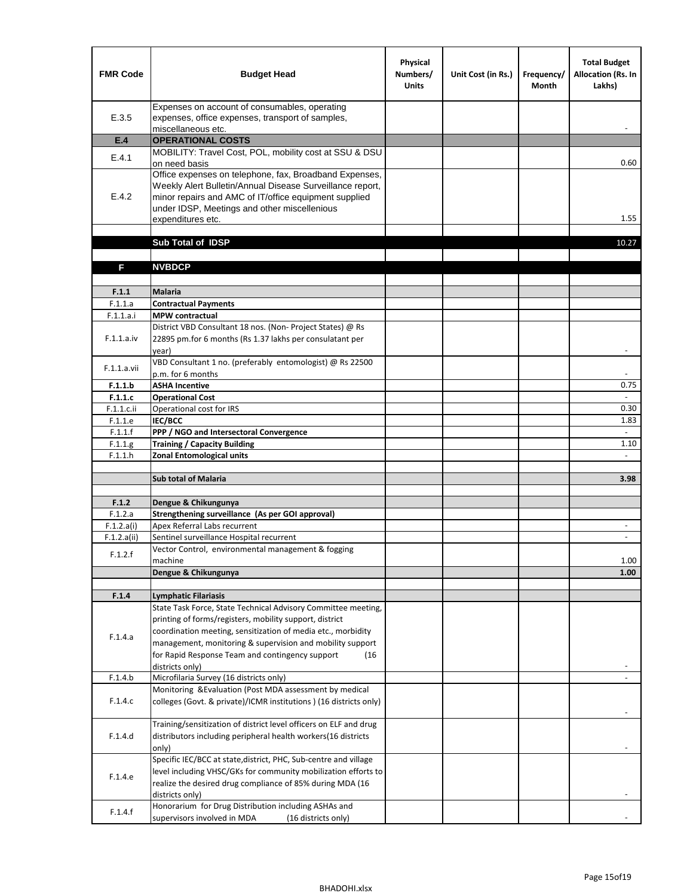| FMR Code | Budget Head | Physical Numbers/ Units | Unit Cost (in Rs.) | Frequency/ Month | Total Budget Allocation (Rs. In Lakhs) |
|---|---|---|---|---|---|
| E.3.5 | Expenses on account of consumables, operating expenses, office expenses, transport of samples, miscellaneous etc. | | | | - |
| **E.4** | **OPERATIONAL COSTS** | | | | |
| E.4.1 | MOBILITY: Travel Cost, POL, mobility cost at SSU & DSU on need basis | | | | 0.60 |
| E.4.2 | Office expenses on telephone, fax, Broadband Expenses, Weekly Alert Bulletin/Annual Disease Surveillance report, minor repairs and AMC of IT/office equipment supplied under IDSP, Meetings and other miscellenious expenditures etc. | | | | 1.55 |
| | | | | | |
| | **Sub Total of IDSP** | | | | 10.27 |
| | | | | | |
| **F** | **NVBDCP** | | | | |
| | | | | | |
| **F.1.1** | **Malaria** | | | | |
| F.1.1.a | **Contractual Payments** | | | | |
| F.1.1.a.i | **MPW contractual** | | | | |
| F.1.1.a.iv | District VBD Consultant 18 nos. (Non- Project States) @ Rs 22895 pm.for 6 months (Rs 1.37 lakhs per consulatant per year) | | | | - |
| F.1.1.a.vii | VBD Consultant 1 no. (preferably entomologist) @ Rs 22500 p.m. for 6 months | | | | - |
| **F.1.1.b** | **ASHA Incentive** | | | | 0.75 |
| **F.1.1.c** | **Operational Cost** | | | | - |
| F.1.1.c.ii | Operational cost for IRS | | | | 0.30 |
| F.1.1.e | **IEC/BCC** | | | | 1.83 |
| F.1.1.f | **PPP / NGO and Intersectoral Convergence** | | | | - |
| F.1.1.g | **Training / Capacity Building** | | | | 1.10 |
| F.1.1.h | **Zonal Entomological units** | | | | - |
| | | | | | |
| | **Sub total of Malaria** | | | | **3.98** |
| | | | | | |
| **F.1.2** | **Dengue & Chikungunya** | | | | |
| F.1.2.a | **Strengthening surveillance (As per GOI approval)** | | | | |
| F.1.2.a(i) | Apex Referral Labs recurrent | | | | - |
| F.1.2.a(ii) | Sentinel surveillance Hospital recurrent | | | | - |
| F.1.2.f | Vector Control, environmental management & fogging machine | | | | 1.00 |
| | **Dengue & Chikungunya** | | | | **1.00** |
| | | | | | |
| **F.1.4** | **Lymphatic Filariasis** | | | | |
| F.1.4.a | State Task Force, State Technical Advisory Committee meeting, printing of forms/registers, mobility support, district coordination meeting, sensitization of media etc., morbidity management, monitoring & supervision and mobility support for Rapid Response Team and contingency support (16 districts only) | | | | - |
| F.1.4.b | Microfilaria Survey (16 districts only) | | | | - |
| F.1.4.c | Monitoring &Evaluation (Post MDA assessment by medical colleges (Govt. & private)/ICMR institutions ) (16 districts only) | | | | - |
| F.1.4.d | Training/sensitization of district level officers on ELF and drug distributors including peripheral health workers(16 districts only) | | | | - |
| F.1.4.e | Specific IEC/BCC at state,district, PHC, Sub-centre and village level including VHSC/GKs for community mobilization efforts to realize the desired drug compliance of 85% during MDA (16 districts only) | | | | - |
| F.1.4.f | Honorarium for Drug Distribution including ASHAs and supervisors involved in MDA (16 districts only) | | | | - |

BHADOHI.xlsx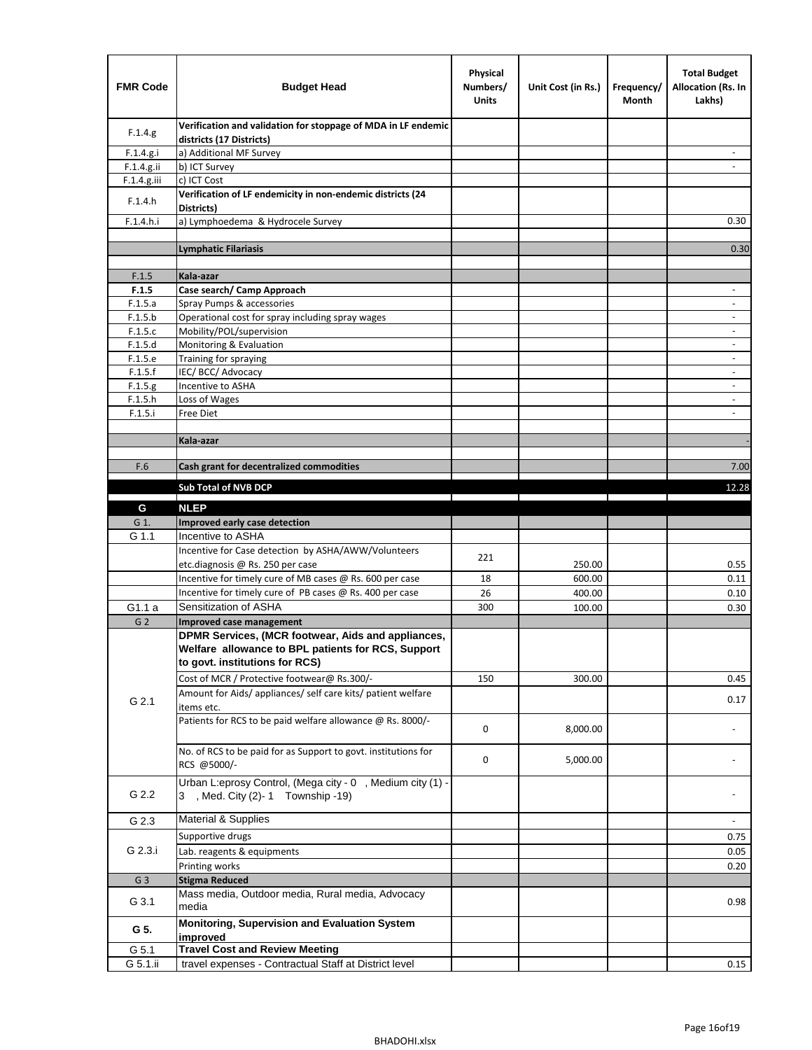| FMR Code | Budget Head | Physical Numbers/ Units | Unit Cost (in Rs.) | Frequency/ Month | Total Budget Allocation (Rs. In Lakhs) |
|---|---|---|---|---|---|
| F.1.4.g | **Verification and validation for stoppage of MDA in LF endemic districts (17 Districts)** | | | | |
| F.1.4.g.i | a) Additional MF Survey | | | | - |
| F.1.4.g.ii | b) ICT Survey | | | | - |
| F.1.4.g.iii | c) ICT Cost | | | | |
| F.1.4.h | **Verification of LF endemicity in non-endemic districts (24 Districts)** | | | | |
| F.1.4.h.i | a) Lymphoedema & Hydrocele Survey | | | | 0.30 |
| | | | | | |
| | **Lymphatic Filariasis** | | | | 0.30 |
| | | | | | |
| F.1.5 | **Kala-azar** | | | | |
| **F.1.5** | **Case search/ Camp Approach** | | | | - |
| F.1.5.a | Spray Pumps & accessories | | | | - |
| F.1.5.b | Operational cost for spray including spray wages | | | | - |
| F.1.5.c | Mobility/POL/supervision | | | | - |
| F.1.5.d | Monitoring & Evaluation | | | | - |
| F.1.5.e | Training for spraying | | | | - |
| F.1.5.f | IEC/ BCC/ Advocacy | | | | - |
| F.1.5.g | Incentive to ASHA | | | | - |
| F.1.5.h | Loss of Wages | | | | - |
| F.1.5.i | Free Diet | | | | - |
| | | | | | |
| | **Kala-azar** | | | | - |
| | | | | | |
| F.6 | **Cash grant for decentralized commodities** | | | | 7.00 |
| | **Sub Total of NVB DCP** | | | | 12.28 |
| **G** | **NLEP** | | | | |
| G 1. | **Improved early case detection** | | | | |
| G 1.1 | Incentive to ASHA | | | | |
| | Incentive for Case detection by ASHA/AWW/Volunteers etc.diagnosis @ Rs. 250 per case | 221 | 250.00 | | 0.55 |
| | Incentive for timely cure of MB cases @ Rs. 600 per case | 18 | 600.00 | | 0.11 |
| | Incentive for timely cure of PB cases @ Rs. 400 per case | 26 | 400.00 | | 0.10 |
| G1.1 a | Sensitization of ASHA | 300 | 100.00 | | 0.30 |
| G 2 | **Improved case management** | | | | |
| G 2.1 | **DPMR Services, (MCR footwear, Aids and appliances, Welfare allowance to BPL patients for RCS, Support to govt. institutions for RCS)** | | | | |
| | Cost of MCR / Protective footwear@ Rs.300/- | 150 | 300.00 | | 0.45 |
| | Amount for Aids/ appliances/ self care kits/ patient welfare items etc. | | | | 0.17 |
| | Patients for RCS to be paid welfare allowance @ Rs. 8000/- | 0 | 8,000.00 | | - |
| | No. of RCS to be paid for as Support to govt. institutions for RCS @5000/- | 0 | 5,000.00 | | - |
| G 2.2 | Urban L:eprosy Control, (Mega city - 0 , Medium city (1) - 3 , Med. City (2)- 1 Township -19) | | | | - |
| G 2.3 | Material & Supplies | | | | - |
| G 2.3.i | Supportive drugs | | | | 0.75 |
| | Lab. reagents & equipments | | | | 0.05 |
| | Printing works | | | | 0.20 |
| G 3 | **Stigma Reduced** | | | | |
| G 3.1 | Mass media, Outdoor media, Rural media, Advocacy media | | | | 0.98 |
| **G 5.** | **Monitoring, Supervision and Evaluation System improved** | | | | |
| G 5.1 | **Travel Cost and Review Meeting** | | | | |
| G 5.1.ii | travel expenses - Contractual Staff at District level | | | | 0.15 |

BHADOHI.xlsx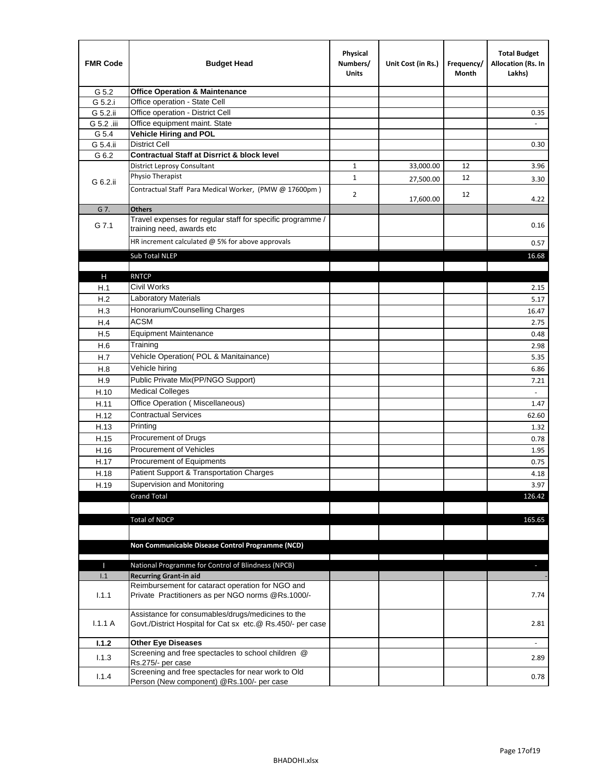| FMR Code | Budget Head | Physical Numbers/ Units | Unit Cost (in Rs.) | Frequency/ Month | Total Budget Allocation (Rs. In Lakhs) |
|---|---|---|---|---|---|
| G 5.2 | **Office Operation & Maintenance** | | | | |
| G 5.2.i | Office operation - State Cell | | | | |
| G 5.2.ii | Office operation - District Cell | | | | 0.35 |
| G 5.2 .iii | Office equipment maint. State | | | | - |
| G 5.4 | **Vehicle Hiring and POL** | | | | |
| G 5.4.ii | District Cell | | | | 0.30 |
| G 6.2 | **Contractual Staff at Disrrict & block level** | | | | |
| G 6.2.ii | District Leprosy Consultant | 1 | 33,000.00 | 12 | 3.96 |
| | Physio Therapist | 1 | 27,500.00 | 12 | 3.30 |
| | Contractual Staff Para Medical Worker, (PMW @ 17600pm ) | 2 | 17,600.00 | 12 | 4.22 |
| G 7. | **Others** | | | | |
| G 7.1 | Travel expenses for regular staff for specific programme / training need, awards etc | | | | 0.16 |
| | HR increment calculated @ 5% for above approvals | | | | 0.57 |
| | Sub Total NLEP | | | | 16.68 |
| | | | | | |
| H | RNTCP | | | | |
| H.1 | Civil Works | | | | 2.15 |
| H.2 | Laboratory Materials | | | | 5.17 |
| H.3 | Honorarium/Counselling Charges | | | | 16.47 |
| H.4 | ACSM | | | | 2.75 |
| H.5 | Equipment Maintenance | | | | 0.48 |
| H.6 | Training | | | | 2.98 |
| H.7 | Vehicle Operation( POL & Manitainance) | | | | 5.35 |
| H.8 | Vehicle hiring | | | | 6.86 |
| H.9 | Public Private Mix(PP/NGO Support) | | | | 7.21 |
| H.10 | Medical Colleges | | | | - |
| H.11 | Office Operation ( Miscellaneous) | | | | 1.47 |
| H.12 | Contractual Services | | | | 62.60 |
| H.13 | Printing | | | | 1.32 |
| H.15 | Procurement of Drugs | | | | 0.78 |
| H.16 | Procurement of Vehicles | | | | 1.95 |
| H.17 | Procurement of Equipments | | | | 0.75 |
| H.18 | Patient Support & Transportation Charges | | | | 4.18 |
| H.19 | Supervision and Monitoring | | | | 3.97 |
| | Grand Total | | | | 126.42 |
| | | | | | |
| | Total of NDCP | | | | 165.65 |
| | | | | | |
| | **Non Communicable Disease Control Programme (NCD)** | | | | |
| | | | | | |
| I | National Programme for Control of Blindness (NPCB) | | | | - |
| I.1 | **Recurring Grant-in aid** | | | | - |
| I.1.1 | Reimbursement for cataract operation for NGO and Private Practitioners as per NGO norms @Rs.1000/- | | | | 7.74 |
| I.1.1 A | Assistance for consumables/drugs/medicines to the Govt./District Hospital for Cat sx etc.@ Rs.450/- per case | | | | 2.81 |
| **I.1.2** | **Other Eye Diseases** | | | | - |
| I.1.3 | Screening and free spectacles to school children @ Rs.275/- per case | | | | 2.89 |
| I.1.4 | Screening and free spectacles for near work to Old Person (New component) @Rs.100/- per case | | | | 0.78 |

BHADOHI.xlsx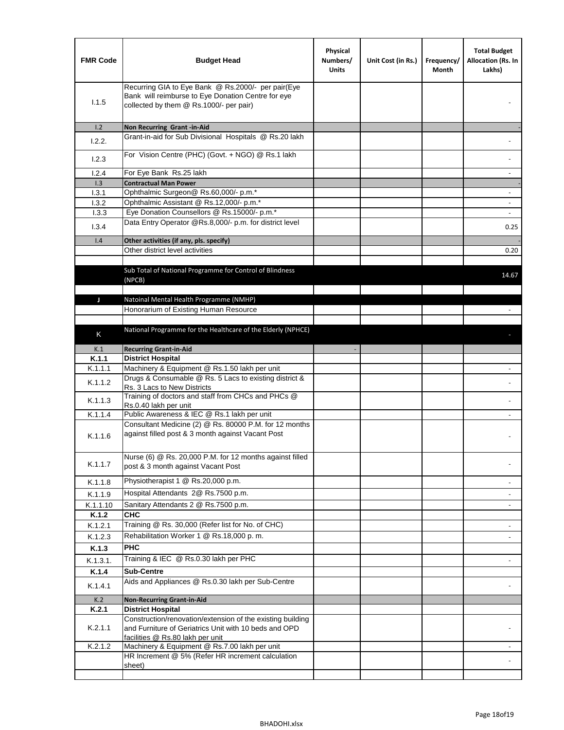| FMR Code | Budget Head | Physical Numbers/ Units | Unit Cost (in Rs.) | Frequency/ Month | Total Budget Allocation (Rs. In Lakhs) |
|---|---|---|---|---|---|
| I.1.5 | Recurring GIA to Eye Bank @ Rs.2000/- per pair(Eye Bank will reimburse to Eye Donation Centre for eye collected by them @ Rs.1000/- per pair) | | | | - |
| I.2 | **Non Recurring Grant -in-Aid** | | | | - |
| I.2.2. | Grant-in-aid for Sub Divisional Hospitals @ Rs.20 lakh | | | | - |
| I.2.3 | For Vision Centre (PHC) (Govt. + NGO) @ Rs.1 lakh | | | | - |
| I.2.4 | For Eye Bank Rs.25 lakh | | | | - |
| I.3 | **Contractual Man Power** | | | | - |
| I.3.1 | Ophthalmic Surgeon@ Rs.60,000/- p.m.* | | | | - |
| I.3.2 | Ophthalmic Assistant @ Rs.12,000/- p.m.* | | | | - |
| I.3.3 | Eye Donation Counsellors @ Rs.15000/- p.m.* | | | | - |
| I.3.4 | Data Entry Operator @Rs.8,000/- p.m. for district level | | | | 0.25 |
| I.4 | **Other activities (if any, pls. specify)** | | | | - |
| | Other district level activities | | | | 0.20 |
| | | | | | |
| | Sub Total of National Programme for Control of Blindness (NPCB) | | | | 14.67 |
| | | | | | |
| J | Natoinal Mental Health Programme (NMHP) | | | | |
| | Honorarium of Existing Human Resource | | | | - |
| | | | | | |
| K | National Programme for the Healthcare of the Elderly (NPHCE) | | | | - |
| K.1 | **Recurring Grant-in-Aid** | - | | | |
| **K.1.1** | **District Hospital** | | | | |
| K.1.1.1 | Machinery & Equipment @ Rs.1.50 lakh per unit | | | | - |
| K.1.1.2 | Drugs & Consumable @ Rs. 5 Lacs to existing district & Rs. 3 Lacs to New Districts | | | | - |
| K.1.1.3 | Training of doctors and staff from CHCs and PHCs @ Rs.0.40 lakh per unit | | | | - |
| K.1.1.4 | Public Awareness & IEC @ Rs.1 lakh per unit | | | | - |
| K.1.1.6 | Consultant Medicine (2) @ Rs. 80000 P.M. for 12 months against filled post & 3 month against Vacant Post | | | | - |
| K.1.1.7 | Nurse (6) @ Rs. 20,000 P.M. for 12 months against filled post & 3 month against Vacant Post | | | | - |
| K.1.1.8 | Physiotherapist 1 @ Rs.20,000 p.m. | | | | - |
| K.1.1.9 | Hospital Attendants 2@ Rs.7500 p.m. | | | | - |
| K.1.1.10 | Sanitary Attendants 2 @ Rs.7500 p.m. | | | | - |
| **K.1.2** | **CHC** | | | | |
| K.1.2.1 | Training @ Rs. 30,000 (Refer list for No. of CHC) | | | | - |
| K.1.2.3 | Rehabilitation Worker 1 @ Rs.18,000 p. m. | | | | - |
| **K.1.3** | **PHC** | | | | |
| K.1.3.1. | Training & IEC @ Rs.0.30 lakh per PHC | | | | - |
| **K.1.4** | **Sub-Centre** | | | | |
| K.1.4.1 | Aids and Appliances @ Rs.0.30 lakh per Sub-Centre | | | | - |
| K.2 | **Non-Recurring Grant-in-Aid** | | | | |
| **K.2.1** | **District Hospital** | | | | |
| K.2.1.1 | Construction/renovation/extension of the existing building and Furniture of Geriatrics Unit with 10 beds and OPD facilities @ Rs.80 lakh per unit | | | | - |
| K.2.1.2 | Machinery & Equipment @ Rs.7.00 lakh per unit | | | | - |
| | HR Increment @ 5% (Refer HR increment calculation sheet) | | | | - |
| | | | | | |

BHADOHI.xlsx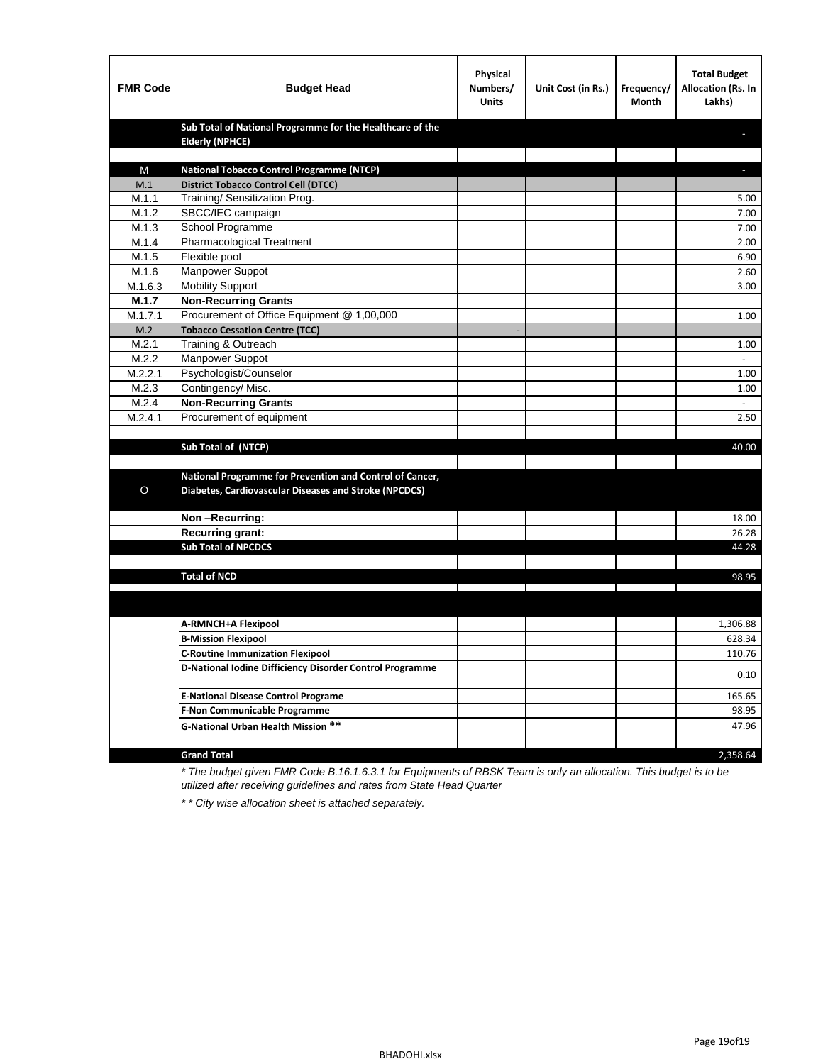| FMR Code | Budget Head | Physical Numbers/ Units | Unit Cost (in Rs.) | Frequency/ Month | Total Budget Allocation (Rs. In Lakhs) |
|---|---|---|---|---|---|
| | **Sub Total of National Programme for the Healthcare of the Elderly (NPHCE)** | | | | - |
| | | | | | |
| M | **National Tobacco Control Programme (NTCP)** | | | | - |
| M.1 | **District Tobacco Control Cell (DTCC)** | | | | |
| M.1.1 | Training/ Sensitization Prog. | | | | 5.00 |
| M.1.2 | SBCC/IEC campaign | | | | 7.00 |
| M.1.3 | School Programme | | | | 7.00 |
| M.1.4 | Pharmacological Treatment | | | | 2.00 |
| M.1.5 | Flexible pool | | | | 6.90 |
| M.1.6 | Manpower Suppot | | | | 2.60 |
| M.1.6.3 | Mobility Support | | | | 3.00 |
| **M.1.7** | **Non-Recurring Grants** | | | | |
| M.1.7.1 | Procurement of Office Equipment @ 1,00,000 | | | | 1.00 |
| M.2 | **Tobacco Cessation Centre (TCC)** | - | | | |
| M.2.1 | Training & Outreach | | | | 1.00 |
| M.2.2 | Manpower Suppot | | | | - |
| M.2.2.1 | Psychologist/Counselor | | | | 1.00 |
| M.2.3 | Contingency/ Misc. | | | | 1.00 |
| M.2.4 | **Non-Recurring Grants** | | | | - |
| M.2.4.1 | Procurement of equipment | | | | 2.50 |
| | | | | | |
| | **Sub Total of (NTCP)** | | | | 40.00 |
| | | | | | |
| O | **National Programme for Prevention and Control of Cancer, Diabetes, Cardiovascular Diseases and Stroke (NPCDCS)** | | | | |
| | **Non –Recurring:** | | | | 18.00 |
| | **Recurring grant:** | | | | 26.28 |
| | **Sub Total of NPCDCS** | | | | 44.28 |
| | | | | | |
| | **Total of NCD** | | | | 98.95 |
| | | | | | |
| | **A-RMNCH+A Flexipool** | | | | 1,306.88 |
| | **B-Mission Flexipool** | | | | 628.34 |
| | **C-Routine Immunization Flexipool** | | | | 110.76 |
| | **D-National Iodine Difficiency Disorder Control Programme** | | | | 0.10 |
| | **E-National Disease Control Programe** | | | | 165.65 |
| | **F-Non Communicable Programme** | | | | 98.95 |
| | **G-National Urban Health Mission \*\*** | | | | 47.96 |
| | | | | | |
| | **Grand Total** | | | | 2,358.64 |

*\* The budget given FMR Code B.16.1.6.3.1 for Equipments of RBSK Team is only an allocation. This budget is to be utilized after receiving guidelines and rates from State Head Quarter*

*\* \* City wise allocation sheet is attached separately.*